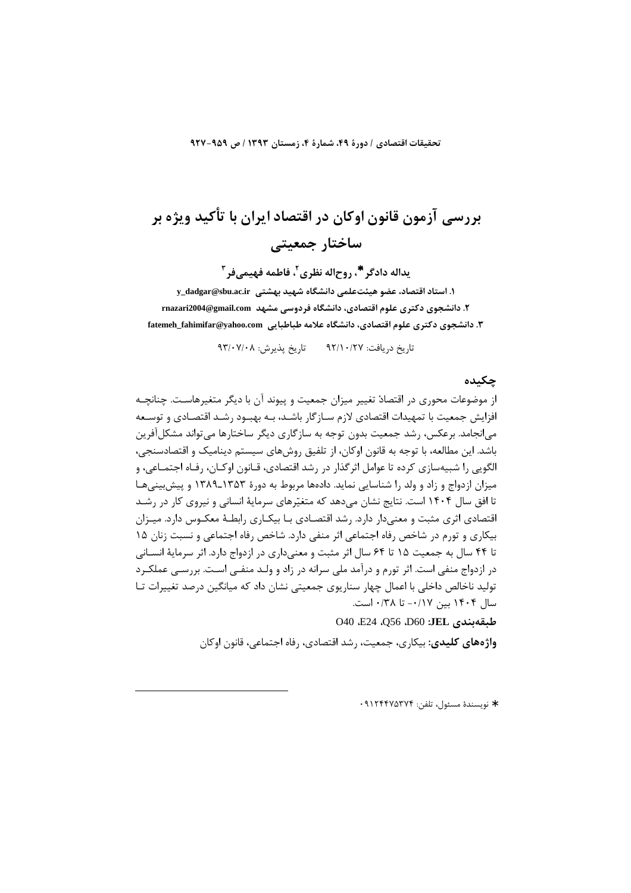# بررسی آزمون قانون اوکان در اقتصاد ایران با تأکید ویژه بر ساختار جمعیتی

**یداله دادگر[1*]، روح‌اله نظری[2]، فاطمه فهیمی‌فر[3]**

**۱. استاد اقتصاد، عضو هیئت‌علمی دانشگاه شهید بهشتی y_dadgar@sbu.ac.ir**

**۲. دانشجوی دکتری علوم اقتصادی، دانشگاه فردوسی مشهد rnazari2004@gmail.com**

**۳. دانشجوی دکتری علوم اقتصادی، دانشگاه علامه طباطبایی fatemeh_fahimifar@yahoo.com**

تاریخ دریافت: ۹۲/۱۰/۲۷ تاریخ پذیرش: ۹۳/۰۷/۰۸

## چکیده

از موضوعات محوری در اقتصاد تغییر میزان جمعیت و پیوند آن با دیگر متغیرهاست. چنانچه افزایش جمعیت با تمهیدات اقتصادی لازم سازگار باشد، به بهبود رشد اقتصادی و توسعه می‌انجامد. برعکس، رشد جمعیت بدون توجه به سازگاری دیگر ساختارها می‌تواند مشکل‌آفرین باشد. این مطالعه، با توجه به قانون اوکان، از تلفیق روش‌های سیستم دینامیک و اقتصادسنجی، الگویی را شبیه‌سازی کرده تا عوامل اثرگذار در رشد اقتصادی، قانون اوکان، رفاه اجتماعی، و میزان ازدواج و زاد و ولد را شناسایی نماید. داده‌ها مربوط به دورهٔ ۱۳۵۳ـ۱۳۸۹ و پیش‌بینی‌ها تا افق سال ۱۴۰۴ است. نتایج نشان می‌دهد که متغیّرهای سرمایهٔ انسانی و نیروی کار در رشد اقتصادی اثری مثبت و معنی‌دار دارد. رشد اقتصادی با بیکاری رابطهٔ معکوس دارد. میزان بیکاری و تورم در شاخص رفاه اجتماعی اثر منفی دارد. شاخص رفاه اجتماعی و نسبت زنان ۱۵ تا ۴۴ سال به جمعیت ۱۵ تا ۶۴ سال اثر مثبت و معنی‌داری در ازدواج دارد. اثر سرمایهٔ انسانی در ازدواج منفی است. اثر تورم و درآمد ملی سرانه در زاد و ولد منفی است. بررسی عملکرد تولید ناخالص داخلی با اعمال چهار سناریوی جمعیتی نشان داد که میانگین درصد تغییرات تا سال ۱۴۰۴ بین ۰/۱۷- تا ۰/۳۸ است.

**طبقه‌بندی JEL:** D60، Q56، E24، O40

**واژه‌های کلیدی:** بیکاری، جمعیت، رشد اقتصادی، رفاه اجتماعی، قانون اوکان

---

* نویسندهٔ مسئول، تلفن: ۰۹۱۲۴۴۷۵۳۷۴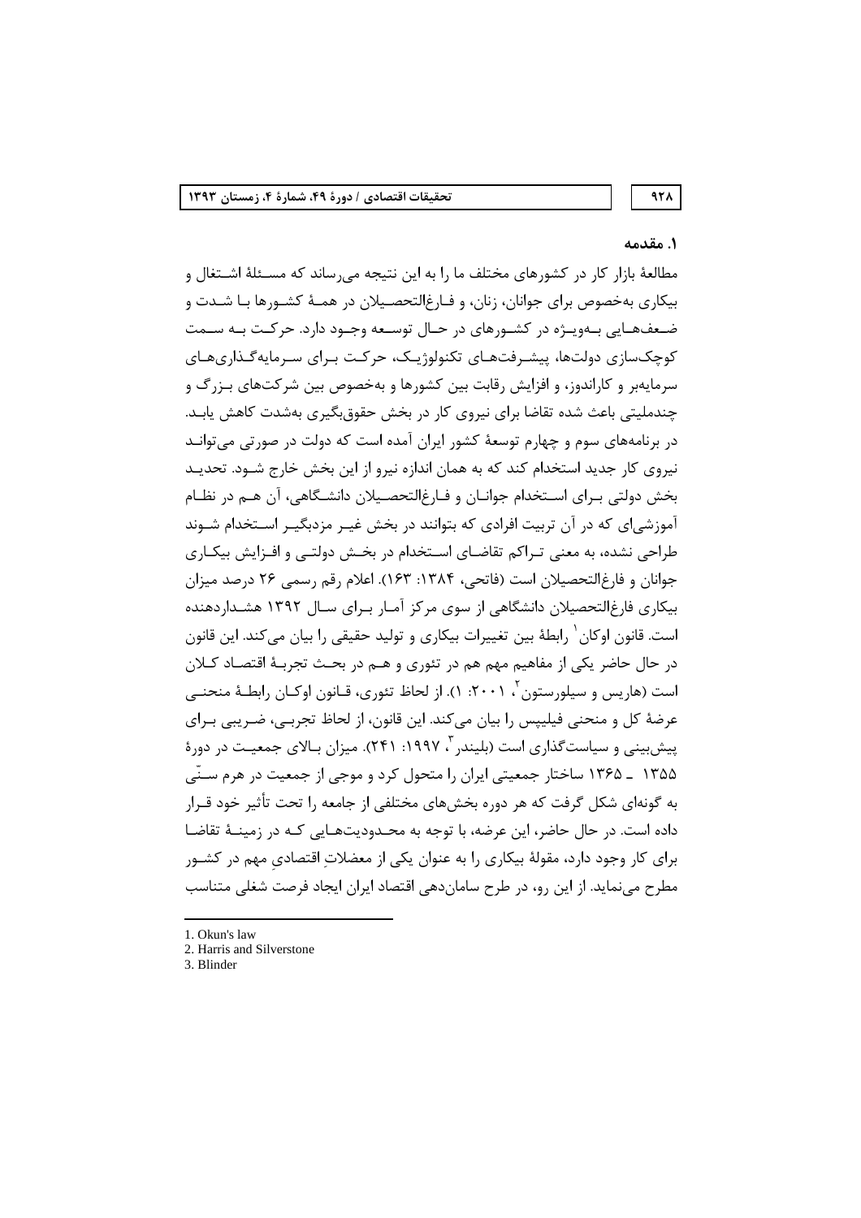## ۱. مقدمه

مطالعهٔ بازار کار در کشورهای مختلف ما را به این نتیجه می‌رساند که مسئلهٔ اشتغال و بیکاری به‌خصوص برای جوانان، زنان، و فارغ‌التحصیلان در همهٔ کشورها با شدت و ضعف‌هایی به‌ویژه در کشورهای در حال توسعه وجود دارد. حرکت به سمت کوچک‌سازی دولت‌ها، پیشرفت‌های تکنولوژیک، حرکت برای سرمایه‌گذاری‌های سرمایه‌بر و کاراندوز، و افزایش رقابت بین کشورها و به‌خصوص بین شرکت‌های بزرگ و چندملیتی باعث شده تقاضا برای نیروی کار در بخش حقوق‌بگیری به‌شدت کاهش یابد. در برنامه‌های سوم و چهارم توسعهٔ کشور ایران آمده است که دولت در صورتی می‌تواند نیروی کار جدید استخدام کند که به همان اندازه نیرو از این بخش خارج شود. تحدید بخش دولتی برای استخدام جوانان و فارغ‌التحصیلان دانشگاهی، آن هم در نظام آموزشی‌ای که در آن تربیت افرادی که بتوانند در بخش غیر مزدبگیر استخدام شوند طراحی نشده، به معنی تراکم تقاضای استخدام در بخش دولتی و افزایش بیکاری جوانان و فارغ‌التحصیلان است (فاتحی، ۱۳۸۴: ۱۶۳). اعلام رقم رسمی ۲۶ درصد میزان بیکاری فارغ‌التحصیلان دانشگاهی از سوی مرکز آمار برای سال ۱۳۹۲ هشداردهنده است. قانون اوکان[1] رابطهٔ بین تغییرات بیکاری و تولید حقیقی را بیان می‌کند. این قانون در حال حاضر یکی از مفاهیم مهم هم در تئوری و هم در بحث تجربهٔ اقتصاد کلان است (هاریس و سیلورستون[2]، ۲۰۰۱: ۱). از لحاظ تئوری، قانون اوکان رابطهٔ منحنی عرضهٔ کل و منحنی فیلیپس را بیان می‌کند. این قانون، از لحاظ تجربی، ضریبی برای پیش‌بینی و سیاست‌گذاری است (بلیندر[3]، ۱۹۹۷: ۲۴۱). میزان بالای جمعیت در دورهٔ ۱۳۵۵ ـ ۱۳۶۵ ساختار جمعیتی ایران را متحول کرد و موجی از جمعیت در هرم سنّی به گونه‌ای شکل گرفت که هر دوره بخش‌های مختلفی از جامعه را تحت تأثیر خود قرار داده است. در حال حاضر، این عرضه، با توجه به محدودیت‌هایی که در زمینهٔ تقاضا برای کار وجود دارد، مقولهٔ بیکاری را به عنوان یکی از معضلاتِ اقتصادیِ مهم در کشور مطرح می‌نماید. از این رو، در طرح سامان‌دهی اقتصاد ایران ایجاد فرصت شغلی متناسب

1. Okun's law
2. Harris and Silverstone
3. Blinder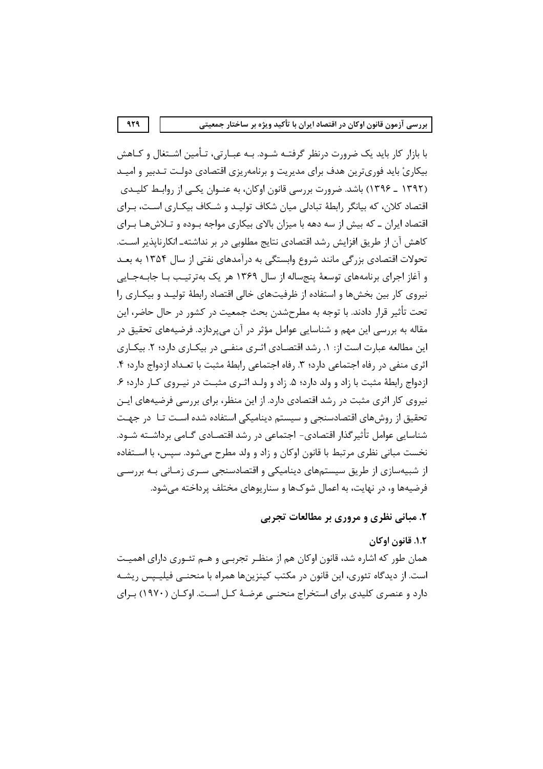با بازار کار باید یک ضرورت درنظر گرفته شود. به عبارتی، تأمین اشتغال و کاهش بیکاری[۳] باید فوری‌ترین هدف برای مدیریت و برنامه‌ریزی اقتصادی دولت تدبیر و امید (۱۳۹۲ ـ ۱۳۹۶) باشد. ضرورت بررسی قانون اوکان، به عنوان یکی از روابط کلیدی اقتصاد کلان، که بیانگر رابطهٔ تبادلی میان شکاف تولید و شکاف بیکاری است، برای اقتصاد ایران ـ که بیش از سه دهه با میزان بالای بیکاری مواجه بوده و تلاش‌ها برای کاهش آن از طریق افزایش رشد اقتصادی نتایج مطلوبی در بر نداشته‌ـ انکارناپذیر است. تحولات اقتصادی بزرگی مانند شروع وابستگی به درآمدهای نفتی از سال ۱۳۵۴ به بعد و آغاز اجرای برنامه‌های توسعهٔ پنجساله از سال ۱۳۶۹ هر یک به‌ترتیب با جابه‌جایی نیروی کار بین بخش‌ها و استفاده از ظرفیت‌های خالی اقتصاد رابطهٔ تولید و بیکاری را تحت تأثیر قرار دادند. با توجه به مطرح‌شدن بحث جمعیت در کشور در حال حاضر، این مقاله به بررسی این مهم و شناسایی عوامل مؤثر در آن می‌پردازد. فرضیه‌های تحقیق در این مطالعه عبارت است از: ۱. رشد اقتصادی اثری منفی در بیکاری دارد؛ ۲. بیکاری اثری منفی در رفاه اجتماعی دارد؛ ۳. رفاه اجتماعی رابطهٔ مثبت با تعداد ازدواج دارد؛ ۴. ازدواج رابطهٔ مثبت با زاد و ولد دارد؛ ۵. زاد و ولد اثری مثبت در نیروی کار دارد؛ ۶. نیروی کار اثری مثبت در رشد اقتصادی دارد. از این منظر، برای بررسی فرضیه‌های این تحقیق از روش‌های اقتصادسنجی و سیستم دینامیکی استفاده شده است تا در جهت شناسایی عوامل تأثیرگذار اقتصادی- اجتماعی در رشد اقتصادی گامی برداشته شود. نخست مبانی نظری مرتبط با قانون اوکان و زاد و ولد مطرح می‌شود. سپس، با استفاده از شبیه‌سازی از طریق سیستم‌های دینامیکی و اقتصادسنجی سری زمانی به بررسی فرضیه‌ها و، در نهایت، به اعمال شوک‌ها و سناریوهای مختلف پرداخته می‌شود.

## ۲. مبانی نظری و مروری بر مطالعات تجربی

### ۱.۲ قانون اوکان

همان طور که اشاره شد، قانون اوکان هم از منظر تجربی و هم تئوری دارای اهمیت است. از دیدگاه تئوری، این قانون در مکتب کینزین‌ها همراه با منحنی فیلیپس ریشه دارد و عنصری کلیدی برای استخراج منحنی عرضهٔ کل است. اوکان (۱۹۷۰) برای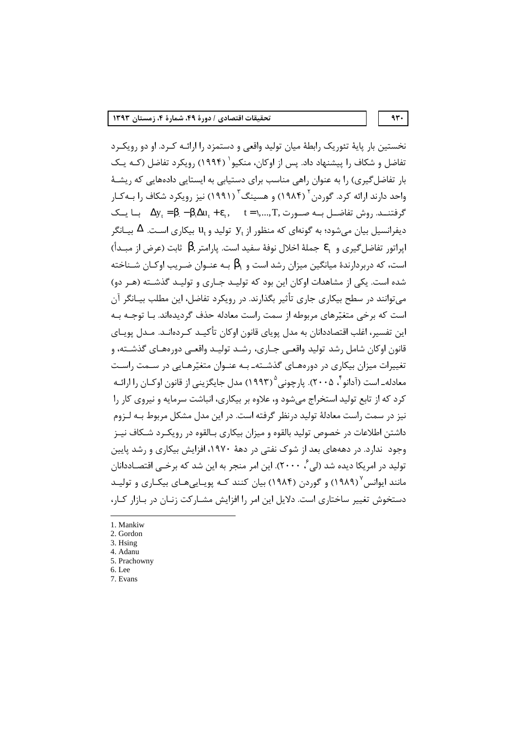نخستین بار پایهٔ تئوریک رابطهٔ میان تولید واقعی و دستمزد را ارائـه کـرد. او دو رویکـرد تفاضل و شکاف را پیشنهاد داد. پس از اوکان، منکیو[1] (۱۹۹۴) رویکرد تفاضل (کـه یـک بار تفاضل‌گیری) را به عنوان راهی مناسب برای دستیابی به ایستایی داده‌هایی که ریشـهٔ واحد دارند ارائه کرد. گوردن[2] (۱۹۸۴) و هسینگ[3] (۱۹۹۱) نیز رویکرد شکاف را بـه‌کـار گرفتنـد. روش تفاضـل بـه صـورت $\Delta y_t = \beta_0 - \beta_1 \Delta u_t + \varepsilon_t, \quad t = 1,...,T,$ بـا یـک دیفرانسیل بیان می‌شود؛ به گونه‌ای که منظور از $y_t$ تولید و $u_t$ بیکاری اسـت. $\Delta$ بیـانگر اپراتور تفاضل‌گیری و $\varepsilon_t$ جملهٔ اخلال نوفهٔ سفید است. پارامتر $\beta_0$ ثابت (عرض از مبـدأ) است، که دربردارندهٔ میانگین میزان رشد است و $\beta_1$ بـه عنـوان ضـریب اوکـان شـناخته شده است. یکی از مشاهدات اوکان این بود که تولیـد جـاری و تولیـد گذشـته (هـر دو) می‌توانند در سطح بیکاری جاری تأثیر بگذارند. در رویکرد تفاضل، این مطلب بیـانگر آن است که برخی متغیّرهای مربوطه از سمت راست معادله حذف گردیده‌اند. بـا توجـه بـه این تفسیر، اغلب اقتصاددانان به مدل پویای قانون اوکان تأکیـد کـرده‌انـد. مـدل پویـای قانون اوکان شامل رشد تولید واقعی جـاری، رشـد تولیـد واقعـی دوره‌هـای گذشـته، و تغییرات میزان بیکاری در دوره‌هـای گذشـته‌ـ بـه عنـوان متغیّرهـایی در سـمت راسـت معادله‌ـ است (آدانو[4]، ۲۰۰۵). پارچونی[5] (۱۹۹۳) مدل جایگزینی از قانون اوکـان را ارائـه کرد که از تابع تولید استخراج می‌شود و، علاوه بر بیکاری، انباشت سرمایه و نیروی کار را نیز در سمت راست معادلهٔ تولید درنظر گرفته است. در این مدل مشکل مربوط بـه لـزوم داشتن اطلاعات در خصوص تولید بالقوه و میزان بیکاری بـالقوه در رویکـرد شـکاف نیـز وجود ندارد. در دهه‌های بعد از شوک نفتی در دههٔ ۱۹۷۰، افزایش بیکاری و رشد پایین تولید در امریکا دیده شد (لی[6]، ۲۰۰۰). این امر منجر به این شد که برخـی اقتصـاددانان مانند ایوانس[7] (۱۹۸۹) و گوردن (۱۹۸۴) بیان کنند کـه پویـایی‌هـای بیکـاری و تولیـد دستخوش تغییر ساختاری است. دلایل این امر را افزایش مشـارکت زنـان در بـازار کـار،

---

1. Mankiw
2. Gordon
3. Hsing
4. Adanu
5. Prachowny
6. Lee
7. Evans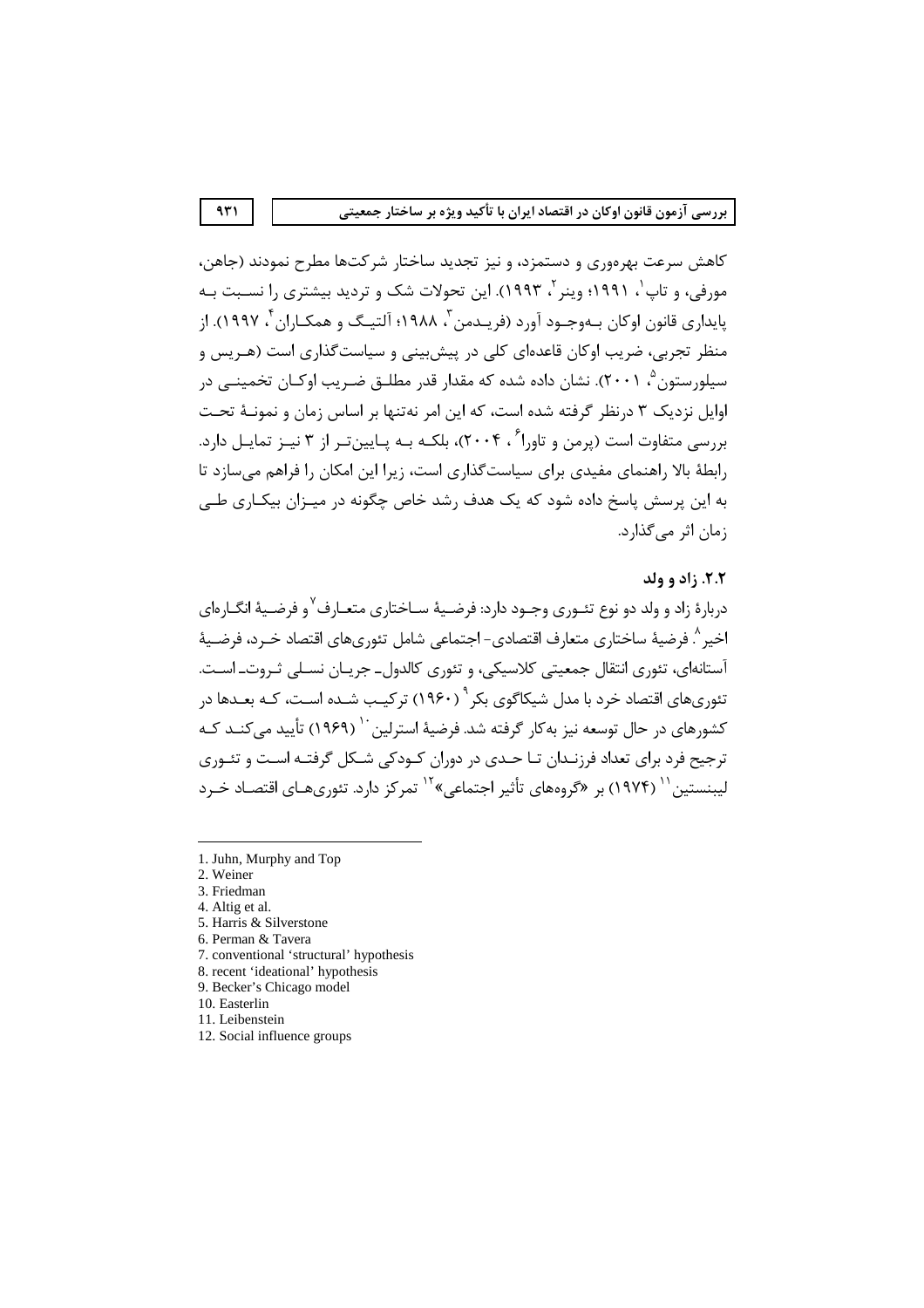کاهش سرعت بهره‌وری و دستمزد، و نیز تجدید ساختار شرکت‌ها مطرح نمودند (جاهن، مورفی، و تاپ[1]، ۱۹۹۱؛ وینر[2]، ۱۹۹۳). این تحولات شک و تردید بیشتری را نسبت به پایداری قانون اوکان به‌وجود آورد (فریدمن[3]، ۱۹۸۸؛ آلتیگ و همکاران[4]، ۱۹۹۷). از منظر تجربی، ضریب اوکان قاعده‌ای کلی در پیش‌بینی و سیاست‌گذاری است (هریس و سیلورستون[5]، ۲۰۰۱). نشان داده شده که مقدار قدر مطلق ضریب اوکان تخمینی در اوایل نزدیک ۳ درنظر گرفته شده است، که این امر نه‌تنها بر اساس زمان و نمونهٔ تحت بررسی متفاوت است (پرمن و تاورا[6]، ۲۰۰۴)، بلکه به پایین‌تر از ۳ نیز تمایل دارد. رابطهٔ بالا راهنمای مفیدی برای سیاست‌گذاری است، زیرا این امکان را فراهم می‌سازد تا به این پرسش پاسخ داده شود که یک هدف رشد خاص چگونه در میزان بیکاری طی زمان اثر می‌گذارد.

### ۲.۲. زاد و ولد

دربارهٔ زاد و ولد دو نوع تئوری وجود دارد: فرضیهٔ ساختاری متعارف[7] و فرضیهٔ انگاره‌ای اخیر[8]. فرضیهٔ ساختاری متعارف اقتصادی- اجتماعی شامل تئوری‌های اقتصاد خرد، فرضیهٔ آستانه‌ای، تئوری انتقال جمعیتی کلاسیکی، و تئوری کالدول- جریان نسلی ثروت- است. تئوری‌های اقتصاد خرد با مدل شیکاگوی بکر[9] (۱۹۶۰) ترکیب شده است، که بعدها در کشورهای در حال توسعه نیز به‌کار گرفته شد. فرضیهٔ استرلین[10] (۱۹۶۹) تأیید می‌کند که ترجیح فرد برای تعداد فرزندان تا حدی در دوران کودکی شکل گرفته است و تئوری لیبنستین[11] (۱۹۷۴) بر «گروه‌های تأثیر اجتماعی»[12] تمرکز دارد. تئوری‌های اقتصاد خرد

---

1. Juhn, Murphy and Top
2. Weiner
3. Friedman
4. Altig et al.
5. Harris & Silverstone
6. Perman & Tavera
7. conventional 'structural' hypothesis
8. recent 'ideational' hypothesis
9. Becker's Chicago model
10. Easterlin
11. Leibenstein
12. Social influence groups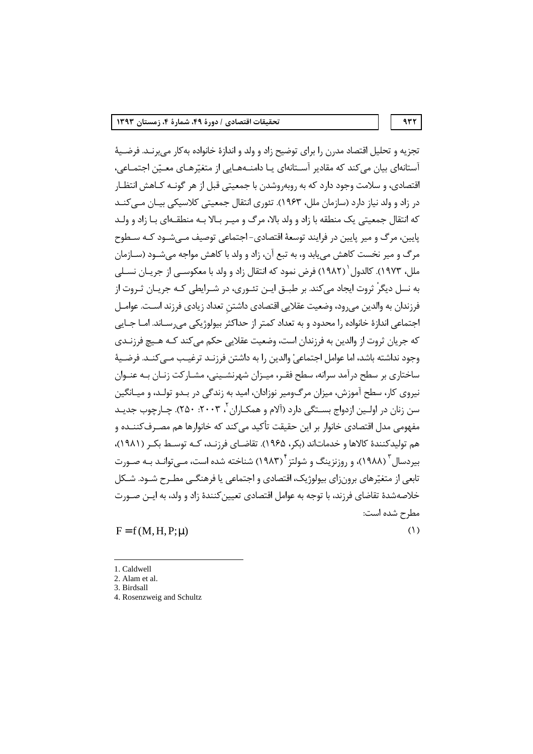تجزیه و تحلیل اقتصاد مدرن را برای توضیح زاد و ولد و اندازهٔ خانواده به‌کار می‌برند. فرضیهٔ آستانه‌ای بیان می‌کند که مقادیر آستانه‌ای یا دامنه‌هایی از متغیّرهای معیّن اجتماعی، اقتصادی، و سلامت وجود دارد که به روبه‌روشدن با جمعیتی قبل از هر گونه کاهش انتظار در زاد و ولد نیاز دارد (سازمان ملل، ۱۹۶۳). تئوری انتقال جمعیتی کلاسیکی بیان می‌کند که انتقال جمعیتی یک منطقه با زاد و ولد بالا، مرگ و میر بالا به منطقه‌ای با زاد و ولد پایین، مرگ و میر پایین در فرایند توسعهٔ اقتصادی- اجتماعی توصیف می‌شود که سطوح مرگ و میر نخست کاهش می‌یابد و، به تبع آن، زاد و ولد با کاهش مواجه می‌شود (سازمان ملل، ۱۹۷۳). کالدول[1] (۱۹۸۲) فرض نمود که انتقال زاد و ولد با معکوسی از جریان نسلی به نسل دیگرْ ثروت ایجاد می‌کند. بر طبق این تئوری، در شرایطی که جریان ثروت از فرزندان به والدین می‌رود، وضعیت عقلایی اقتصادی داشتنِ تعداد زیادی فرزند است. عوامل اجتماعی اندازهٔ خانواده را محدود و به تعداد کمتر از حداکثر بیولوژیکی می‌رساند. اما جایی که جریان ثروت از والدین به فرزندان است، وضعیت عقلایی حکم می‌کند که هیچ فرزندی وجود نداشته باشد، اما عوامل اجتماعیْ والدین را به داشتن فرزند ترغیب می‌کند. فرضیهٔ ساختاری بر سطح درآمد سرانه، سطح فقر، میزان شهرنشینی، مشارکت زنان به عنوان نیروی کار، سطح آموزش، میزان مرگ‌ومیر نوزادان، امید به زندگی در بدو تولد، و میانگین سن زنان در اولین ازدواج بستگی دارد (آلام و همکاران[2]، ۲۰۰۳: ۲۵۰). چارچوب جدید مفهومی مدل اقتصادی خانوار بر این حقیقت تأکید می‌کند که خانوارها هم مصرف‌کننده و هم تولیدکنندهٔ کالاها و خدمات‌اند (بکر، ۱۹۶۵). تقاضای فرزند، که توسط بکر (۱۹۸۱)، بیردسال[3] (۱۹۸۸)، و روزنزینگ و شولتز[4] (۱۹۸۳) شناخته شده است، می‌تواند به صورت تابعی از متغیّرهای برون‌زای بیولوژیک، اقتصادی و اجتماعی یا فرهنگی مطرح شود. شکل خلاصه‌شدهٔ تقاضای فرزند، با توجه به عوامل اقتصادی تعیین‌کنندهٔ زاد و ولد، به این صورت مطرح شده است:

$$F = f(M, H, P; \mu) \qquad (1)$$

---

1. Caldwell
2. Alam et al.
3. Birdsall
4. Rosenzweig and Schultz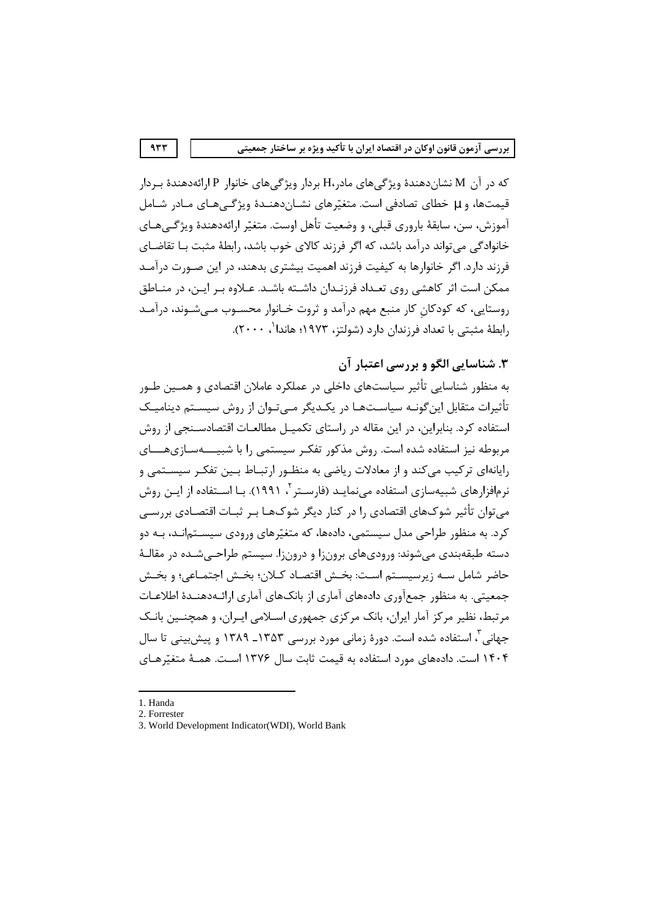که در آن M نشان‌دهندهٔ ویژگی‌های مادر، H بردار ویژگی‌های خانوار P ارائه‌دهندهٔ بردار قیمت‌ها، و μ خطای تصادفی است. متغیّرهای نشان‌دهندهٔ ویژگی‌های مادر شامل آموزش، سن، سابقهٔ باروری قبلی، و وضعیت تأهل اوست. متغیّر ارائه‌دهندهٔ ویژگی‌های خانوادگی می‌تواند درآمد باشد، که اگر فرزند کالای خوب باشد، رابطهٔ مثبت با تقاضای فرزند دارد. اگر خانوارها به کیفیت فرزند اهمیت بیشتری بدهند، در این صورت درآمد ممکن است اثر کاهشی روی تعداد فرزندان داشته باشد. علاوه بر این، در مناطق روستایی، که کودکانِ کار منبع مهم درآمد و ثروت خانوار محسوب می‌شوند، درآمد رابطهٔ مثبتی با تعداد فرزندان دارد (شولتز، ۱۹۷۳؛ هاندا[1]، ۲۰۰۰).

## ۳. شناسایی الگو و بررسی اعتبار آن

به منظور شناسایی تأثیر سیاست‌های داخلی در عملکرد عاملان اقتصادی و همین طور تأثیرات متقابل این‌گونه سیاست‌ها در یکدیگر می‌توان از روش سیستم دینامیک استفاده کرد. بنابراین، در این مقاله در راستای تکمیل مطالعات اقتصادسنجی از روش مربوطه نیز استفاده شده است. روش مذکور تفکر سیستمی را با شبیه‌سازی‌های رایانه‌ای ترکیب می‌کند و از معادلات ریاضی به منظور ارتباط بین تفکر سیستمی و نرم‌افزارهای شبیه‌سازی استفاده می‌نماید (فارستر[2]، ۱۹۹۱). با استفاده از این روش می‌توان تأثیر شوک‌های اقتصادی را در کنار دیگر شوک‌ها بر ثبات اقتصادی بررسی کرد. به منظور طراحی مدل سیستمی، داده‌ها، که متغیّرهای ورودی سیستم‌اند، به دو دسته طبقه‌بندی می‌شوند: ورودی‌های برون‌زا و درون‌زا. سیستم طراحی‌شده در مقالهٔ حاضر شامل سه زیرسیستم است: بخش اقتصاد کلان؛ بخش اجتماعی؛ و بخش جمعیتی. به منظور جمع‌آوری داده‌های آماری از بانک‌های آماری ارائه‌دهندهٔ اطلاعات مرتبط، نظیر مرکز آمار ایران، بانک مرکزی جمهوری اسلامی ایران، و همچنین بانک جهانی[3]، استفاده شده است. دورهٔ زمانی مورد بررسی ۱۳۵۳ـ ۱۳۸۹ و پیش‌بینی تا سال ۱۴۰۴ است. داده‌های مورد استفاده به قیمت ثابت سال ۱۳۷۶ است. همهٔ متغیّرهای

---

1. Handa
2. Forrester
3. World Development Indicator(WDI), World Bank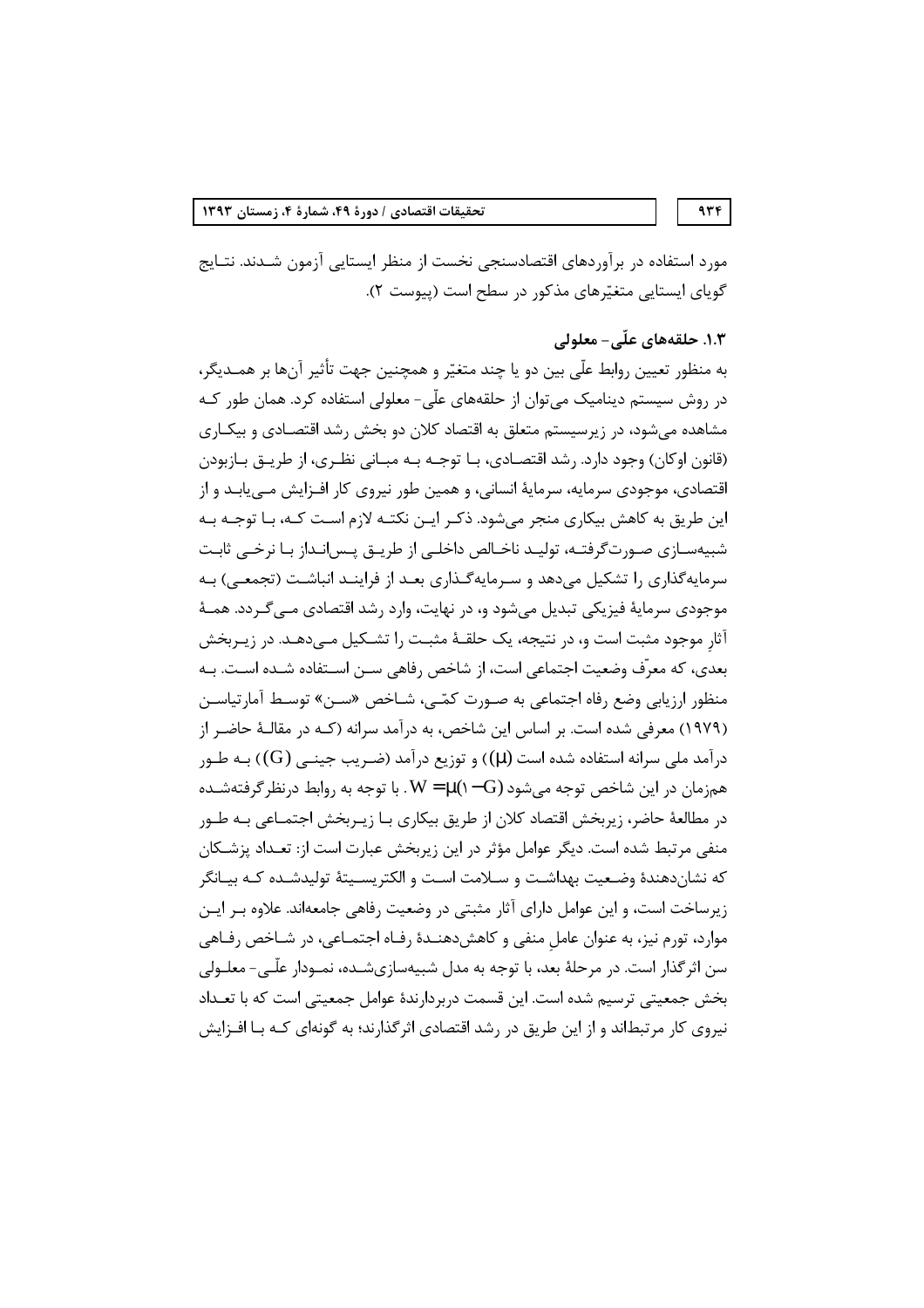مورد استفاده در برآوردهای اقتصادسنجی نخست از منظر ایستایی آزمون شدند. نتایج گویای ایستایی متغیّرهای مذکور در سطح است (پیوست ۲).

### ۱.۳. حلقه‌های علّی- معلولی

به منظور تعیین روابط علّی بین دو یا چند متغیّر و همچنین جهت تأثیر آن‌ها بر همدیگر، در روش سیستم دینامیک می‌توان از حلقه‌های علّی- معلولی استفاده کرد. همان طور که مشاهده می‌شود، در زیرسیستم متعلق به اقتصاد کلان دو بخش رشد اقتصادی و بیکاری (قانون اوکان) وجود دارد. رشد اقتصادی، با توجه به مبانی نظری، از طریق بازبودن اقتصادی، موجودی سرمایه، سرمایهٔ انسانی، و همین طور نیروی کار افزایش می‌یابد و از این طریق به کاهش بیکاری منجر می‌شود. ذکر این نکته لازم است که، با توجه به شبیه‌سازی صورت‌گرفته، تولید ناخالص داخلی از طریق پس‌انداز با نرخی ثابت سرمایه‌گذاری را تشکیل می‌دهد و سرمایه‌گذاری بعد از فرایند انباشت (تجمعی) به موجودی سرمایهٔ فیزیکی تبدیل می‌شود و، در نهایت، وارد رشد اقتصادی می‌گردد. همهٔ آثارِ موجود مثبت است و، در نتیجه، یک حلقهٔ مثبت را تشکیل می‌دهد. در زیربخش بعدی، که معرّف وضعیت اجتماعی است، از شاخص رفاهی سن استفاده شده است. به منظور ارزیابی وضع رفاه اجتماعی به صورت کمّی، شاخص «سن» توسط آمارتیاسن (۱۹۷۹) معرفی شده است. بر اساس این شاخص، به درآمد سرانه (که در مقالهٔ حاضر از درآمد ملی سرانه استفاده شده است ($\mu$)) و توزیع درآمد (ضریب جینی ($G$)) به طور همزمان در این شاخص توجه می‌شود $W=\mu(1-G)$. با توجه به روابط درنظرگرفته‌شده در مطالعهٔ حاضر، زیربخش اقتصاد کلان از طریق بیکاری با زیربخش اجتماعی به طور منفی مرتبط شده است. دیگر عوامل مؤثر در این زیربخش عبارت است از: تعداد پزشکان که نشان‌دهندهٔ وضعیت بهداشت و سلامت است و الکتریسیتهٔ تولیدشده که بیانگر زیرساخت است، و این عوامل دارای آثار مثبتی در وضعیت رفاهی جامعه‌اند. علاوه بر این موارد، تورم نیز، به عنوان عاملِ منفی و کاهش‌دهندهٔ رفاه اجتماعی، در شاخص رفاهی سن اثرگذار است. در مرحلهٔ بعد، با توجه به مدل شبیه‌سازی‌شده، نمودار علّی- معلولی بخش جمعیتی ترسیم شده است. این قسمت دربردارندهٔ عوامل جمعیتی است که با تعداد نیروی کار مرتبط‌اند و از این طریق در رشد اقتصادی اثرگذارند؛ به گونه‌ای که با افزایش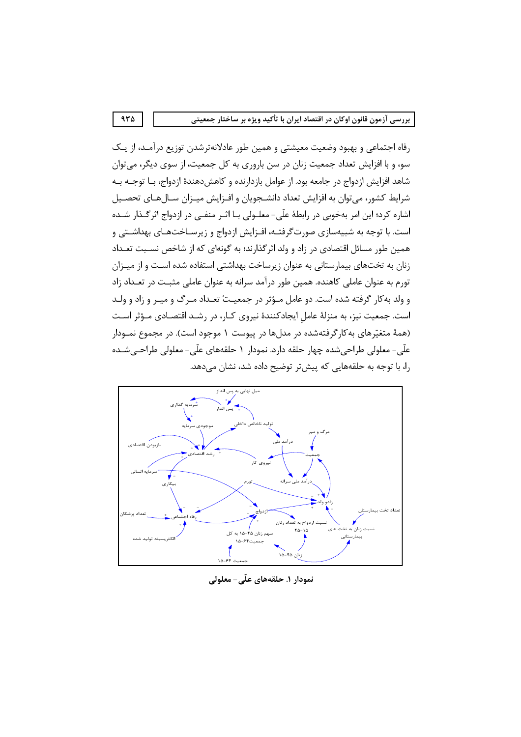رفاه اجتماعی و بهبود وضعیت معیشتی و همین طور عادلانه‌ترشدن توزیع درآمد، از یک سو، و با افزایش تعداد جمعیت زنان در سن باروری به کل جمعیت، از سوی دیگر، می‌توان شاهد افزایش ازدواج در جامعه بود. از عوامل بازدارنده و کاهش‌دهندهٔ ازدواج، با توجه به شرایط کشور، می‌توان به افزایش تعداد دانشجویان و افزایش میزان سال‌های تحصیل اشاره کرد؛ این امر به‌خوبی در رابطهٔ علّی- معلولی با اثر منفی در ازدواج اثرگذار شده است. با توجه به شبیه‌سازی صورت‌گرفته، افزایش ازدواج و زیرساخت‌های بهداشتی و همین طور مسائل اقتصادی در زاد و ولد اثرگذارند؛ به گونه‌ای که از شاخص نسبت تعداد زنان به تخت‌های بیمارستانی به عنوان زیرساخت بهداشتی استفاده شده است و از میزان تورم به عنوان عاملی کاهنده. همین طور درآمد سرانه به عنوان عاملی مثبت در تعداد زاد و ولد به‌کار گرفته شده است. دو عامل مؤثر در جمعیتْ تعداد مرگ و میر و زاد و ولد است. جمعیت نیز، به منزلهٔ عاملِ ایجادکنندهٔ نیروی کار، در رشد اقتصادی مؤثر است (همهٔ متغیّرهای به‌کارگرفته‌شده در مدل‌ها در پیوست ۱ موجود است). در مجموع نمودار علّی- معلولی طراحی‌شده چهار حلقه دارد. نمودار ۱ حلقه‌های علّی- معلولی طراحی‌شده را، با توجه به حلقه‌هایی که پیش‌تر توضیح داده شد، نشان می‌دهد.

**نمودار ۱. حلقه‌های علّی- معلولی**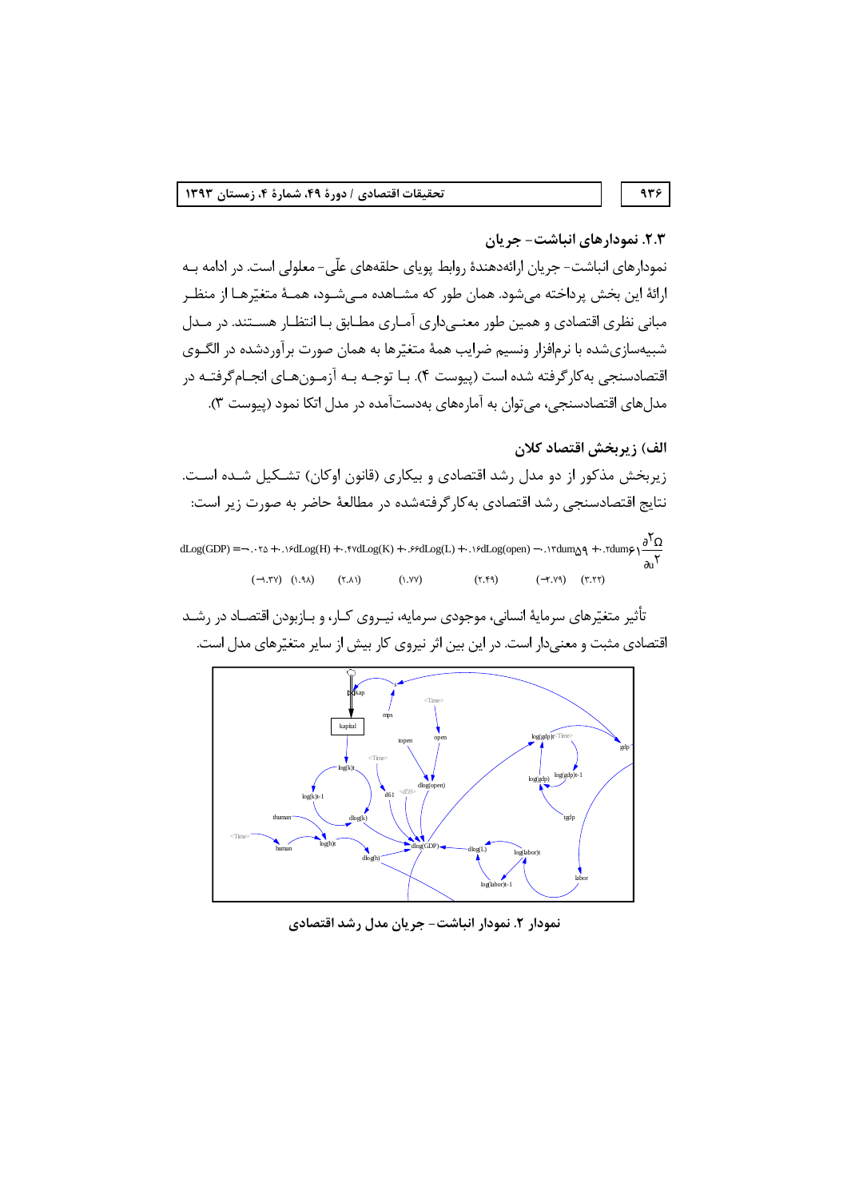### ۲.۳. نمودارهای انباشت- جریان

نمودارهای انباشت- جریان ارائه‌دهندهٔ روابط پویای حلقه‌های علّی- معلولی است. در ادامه به ارائهٔ این بخش پرداخته می‌شود. همان طور که مشاهده می‌شود، همهٔ متغیّرها از منظر مبانی نظری اقتصادی و همین طور معنی‌داری آماری مطابق با انتظار هستند. در مدل شبیه‌سازی‌شده با نرم‌افزار ونسیم ضرایب همهٔ متغیّرها به همان صورت برآوردشده در الگوی اقتصادسنجی به‌کارگرفته شده است (پیوست ۴). با توجه به آزمون‌های انجام‌گرفته در مدل‌های اقتصادسنجی، می‌توان به آماره‌های به‌دست‌آمده در مدل اتکا نمود (پیوست ۳).

#### الف) زیربخش اقتصاد کلان

زیربخش مذکور از دو مدل رشد اقتصادی و بیکاری (قانون اوکان) تشکیل شده است. نتایج اقتصادسنجی رشد اقتصادی به‌کارگرفته‌شده در مطالعهٔ حاضر به صورت زیر است:

$$dLog(GDP) = -0.025 + 0.16dLog(H) + 0.47dLog(K) + 0.66dLog(L) + 0.16dLog(open) - 0.13dum59 + 0.2dum61 \frac{\partial^2 \Omega}{\partial u^2}$$

$$(-1.37) \quad (1.98) \quad (2.81) \quad (1.77) \quad (2.49) \quad (-2.79) \quad (3.22)$$

تأثیر متغیّرهای سرمایهٔ انسانی، موجودی سرمایه، نیروی کار، و بازبودن اقتصاد در رشد اقتصادی مثبت و معنی‌دار است. در این بین اثر نیروی کار بیش از سایر متغیّرهای مدل است.

نمودار ۲. نمودار انباشت- جریان مدل رشد اقتصادی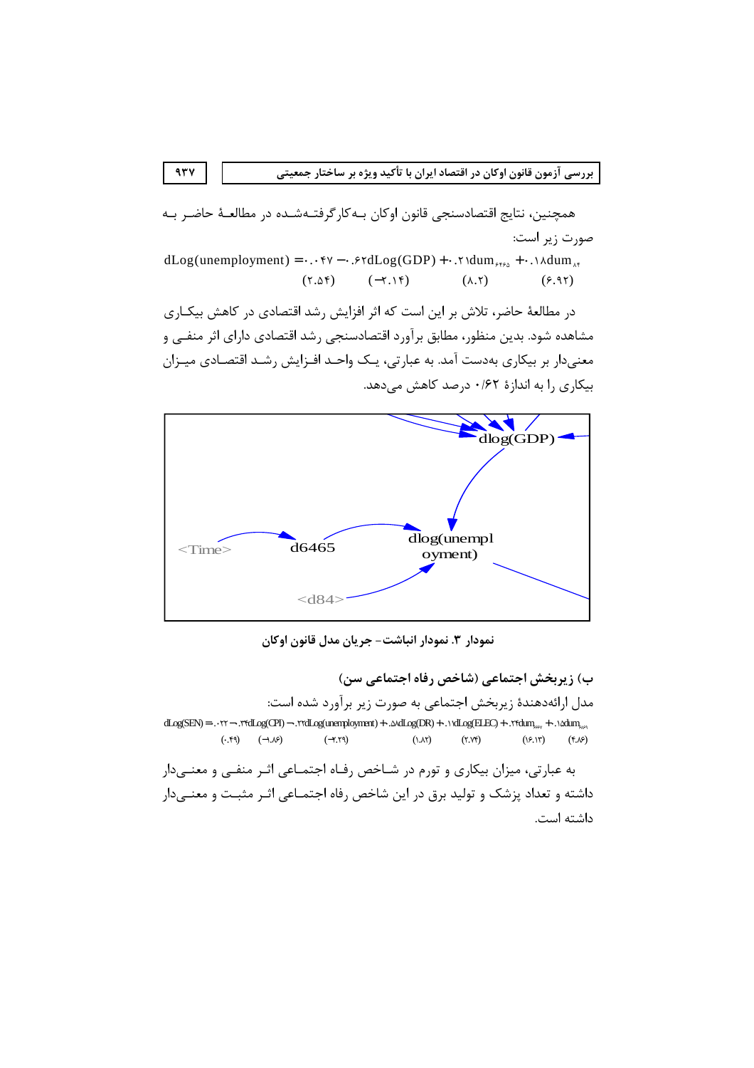همچنین، نتایج اقتصادسنجی قانون اوکان به‌کارگرفته‌شده در مطالعهٔ حاضر به صورت زیر است:

$$dLog(unemployment) = 0.047 - 0.62dLog(GDP) + 0.21dum_{6465} + 0.18dum_{84}$$
$$(2.54) \quad (-3.14) \quad (8.2) \quad (6.92)$$

در مطالعهٔ حاضر، تلاش بر این است که اثر افزایش رشد اقتصادی در کاهش بیکاری مشاهده شود. بدین منظور، مطابق برآورد اقتصادسنجی رشد اقتصادی دارای اثر منفی و معنی‌دار بر بیکاری به‌دست آمد. به عبارتی، یک واحد افزایش رشد اقتصادی میزان بیکاری را به اندازهٔ ۰/۶۲ درصد کاهش می‌دهد.

dlog(GDP)

<Time> d6465 dlog(unemployment)

<d84>

**نمودار ۳. نمودار انباشت- جریان مدل قانون اوکان**

### ب) زیربخش اجتماعی (شاخص رفاه اجتماعی سن)

مدل ارائه‌دهندهٔ زیربخش اجتماعی به صورت زیر برآورد شده است:

$$dLog(SEN) = 0.022 - 0.34dLog(CPI) - 0.22dLog(unemployment) + 0.58dLog(DR) + 0.1dLog(ELEC) + 0.24dum_{5557} + 0.15dum_{5859}$$
$$(0.49) \quad (-1.86) \quad (-2.29) \quad (1.82) \quad (2.74) \quad (16.13) \quad (4.86)$$

به عبارتی، میزان بیکاری و تورم در شاخص رفاه اجتماعی اثر منفی و معنی‌دار داشته و تعداد پزشک و تولید برق در این شاخص رفاه اجتماعی اثر مثبت و معنی‌دار داشته است.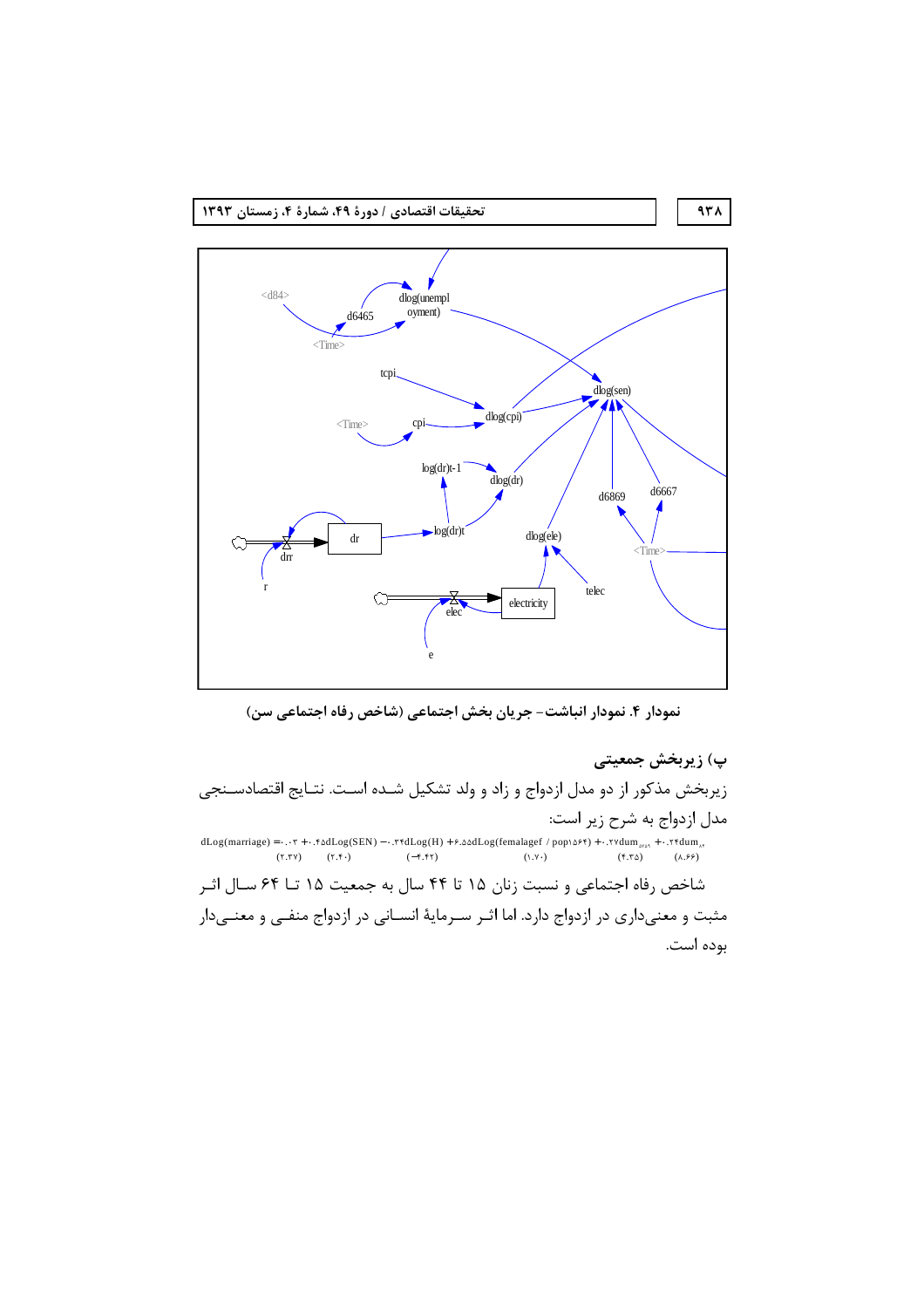نمودار ۴. نمودار انباشت- جریان بخش اجتماعی (شاخص رفاه اجتماعی سن)

### پ) زیربخش جمعیتی

زیربخش مذکور از دو مدل ازدواج و زاد و ولد تشکیل شده است. نتایج اقتصادسنجی مدل ازدواج به شرح زیر است:

$$\underset{(2.37)}{dLog(marriage) = 0.03} + \underset{(2.40)}{0.45dLog(SEN)} - \underset{(-4.42)}{0.34dLog(H)} + \underset{(1.70)}{6.55dLog(femalagef / pop1564)} + \underset{(4.35)}{0.27dum_{5759}} + \underset{(8.66)}{0.24dum_{81}}$$

شاخص رفاه اجتماعی و نسبت زنان ۱۵ تا ۴۴ سال به جمعیت ۱۵ تا ۶۴ سال اثر مثبت و معنی‌داری در ازدواج دارد. اما اثر سرمایهٔ انسانی در ازدواج منفی و معنی‌دار بوده است.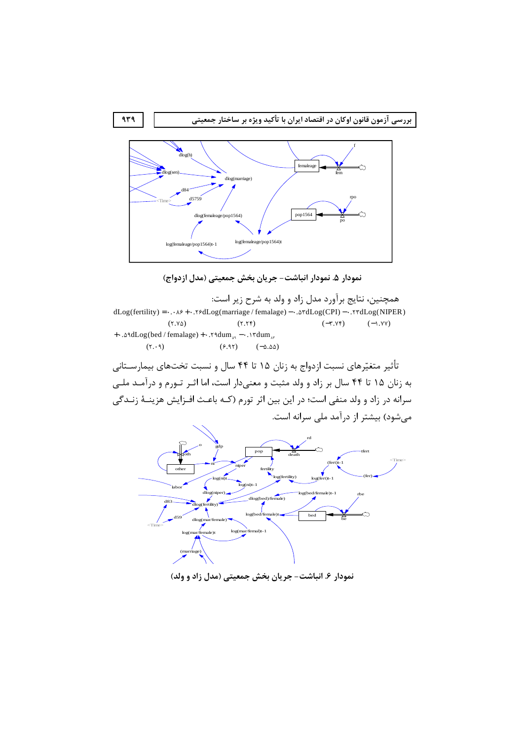نمودار ۵. نمودار انباشت- جریان بخش جمعیتی (مدل ازدواج)

همچنین، نتایج برآورد مدل زاد و ولد به شرح زیر است:

$$
\begin{aligned}
dLog(fertility) = &\ 0.086 + 0.26dLog(marriage / femalage) - 0.53dLog(CPI) - 0.23dLog(NIPER) \\
&\quad (2.75) \qquad\qquad (2.24) \qquad\qquad\qquad (-3.74) \qquad\qquad (-1.77) \\
&+ 0.59dLog(bed / femalage) + 0.29dum_{59} - 0.13dum_{83} \\
&\quad (2.09) \qquad\qquad\qquad (6.92) \qquad (-5.55)
\end{aligned}
$$

تأثیر متغیّرهای نسبت ازدواج به زنان ۱۵ تا ۴۴ سال و نسبت تخت‌های بیمارستانی به زنان ۱۵ تا ۴۴ سال بر زاد و ولد مثبت و معنی‌دار است، اما اثر تورم و درآمد ملی سرانه در زاد و ولد منفی است؛ در این بین اثر تورم (که باعث افزایش هزینهٔ زندگی می‌شود) بیشتر از درآمد ملی سرانه است.

نمودار ۶. انباشت- جریان بخش جمعیتی (مدل زاد و ولد)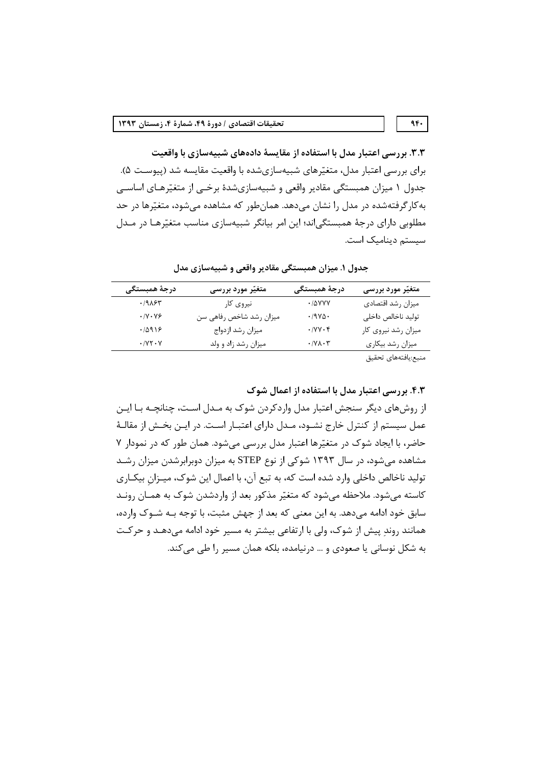### ۳.۳. بررسی اعتبار مدل با استفاده از مقایسهٔ داده‌های شبیه‌سازی با واقعیت

برای بررسی اعتبار مدل، متغیّرهای شبیه‌سازی‌شده با واقعیت مقایسه شد (پیوست ۵). جدول ۱ میزان همبستگی مقادیر واقعی و شبیه‌سازی‌شدهٔ برخی از متغیّرهای اساسی به‌کارگرفته‌شده در مدل را نشان می‌دهد. همان‌طور که مشاهده می‌شود، متغیّرها در حد مطلوبی دارای درجهٔ همبستگی‌اند؛ این امر بیانگر شبیه‌سازی مناسب متغیّرها در مدل سیستم دینامیک است.

**جدول ۱. میزان همبستگی مقادیر واقعی و شبیه‌سازی مدل**

| متغیّر مورد بررسی | درجهٔ همبستگی | متغیّر مورد بررسی | درجهٔ همبستگی |
|---|---|---|---|
| میزان رشد اقتصادی | ۰/۵۷۷۷ | نیروی کار | ۰/۹۸۶۳ |
| تولید ناخالص داخلی | ۰/۹۷۵۰ | میزان رشد شاخص رفاهی سن | ۰/۷۰۷۶ |
| میزان رشد نیروی کار | ۰/۷۷۰۴ | میزان رشد ازدواج | ۰/۵۹۱۶ |
| میزان رشد بیکاری | ۰/۷۸۰۳ | میزان رشد زاد و ولد | ۰/۷۲۰۷ |

منبع:یافته‌های تحقیق

### ۴.۳. بررسی اعتبار مدل با استفاده از اعمال شوک

از روش‌های دیگر سنجش اعتبار مدل واردکردن شوک به مدل است، چنانچه با این عمل سیستم از کنترل خارج نشود، مدل دارای اعتبار است. در این بخش از مقالهٔ حاضر، با ایجاد شوک در متغیّرها اعتبار مدل بررسی می‌شود. همان طور که در نمودار ۷ مشاهده می‌شود، در سال ۱۳۹۳ شوکی از نوع STEP به میزان دوبرابرشدن میزان رشد تولید ناخالص داخلی وارد شده است که، به تبع آن، با اعمال این شوک، میزانِ بیکاری کاسته می‌شود. ملاحظه می‌شود که متغیّر مذکور بعد از واردشدن شوک به همان روند سابق خود ادامه می‌دهد. به این معنی که بعد از جهش مثبت، با توجه به شوک وارده، همانند روندِ پیش از شوک، ولی با ارتفاعی بیشتر به مسیر خود ادامه می‌دهد و حرکت به شکل نوسانی یا صعودی و ... درنیامده، بلکه همان مسیر را طی می‌کند.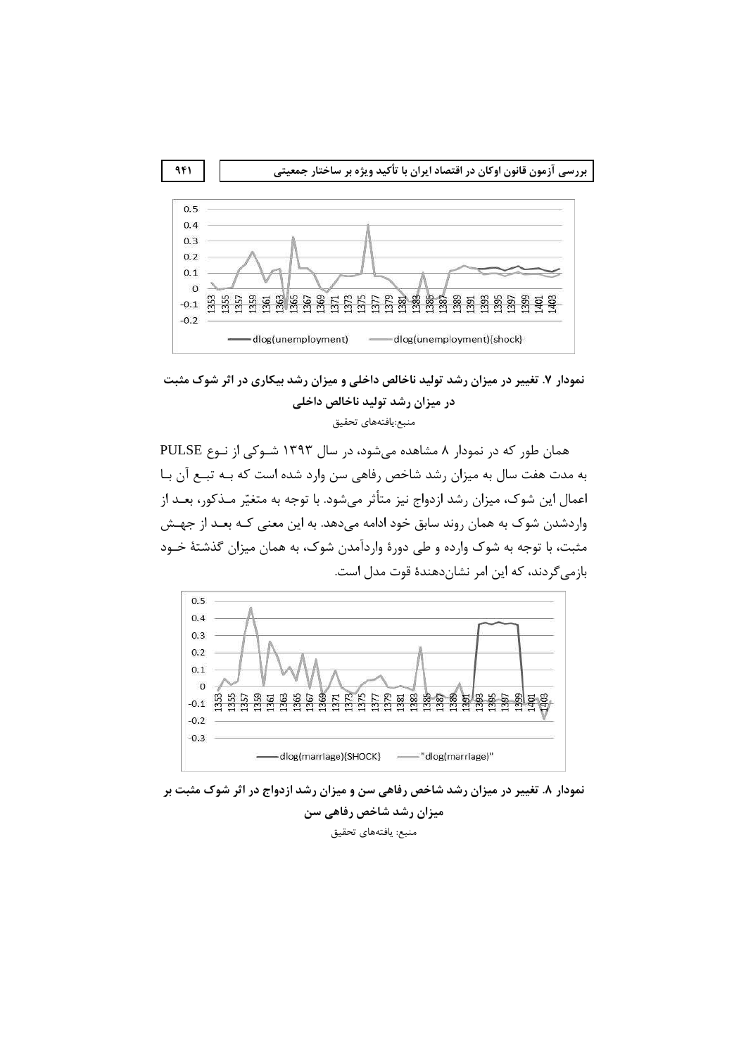نمودار ۷. تغییر در میزان رشد تولید ناخالص داخلی و میزان رشد بیکاری در اثر شوک مثبت در میزان رشد تولید ناخالص داخلی

منبع:یافته‌های تحقیق

همان طور که در نمودار ۸ مشاهده می‌شود، در سال ۱۳۹۳ شوکی از نوع PULSE به مدت هفت سال به میزان رشد شاخص رفاهی سن وارد شده است که به تبع آن با اعمال این شوک، میزان رشد ازدواج نیز متأثر می‌شود. با توجه به متغیّر مذکور، بعد از واردشدن شوک به همان روند سابق خود ادامه می‌دهد. به این معنی که بعد از جهش مثبت، با توجه به شوک وارده و طی دورهٔ واردآمدن شوک، به همان میزان گذشتهٔ خود بازمی‌گردند، که این امر نشان‌دهندهٔ قوت مدل است.

نمودار ۸. تغییر در میزان رشد شاخص رفاهی سن و میزان رشد ازدواج در اثر شوک مثبت بر میزان رشد شاخص رفاهی سن

منبع: یافته‌های تحقیق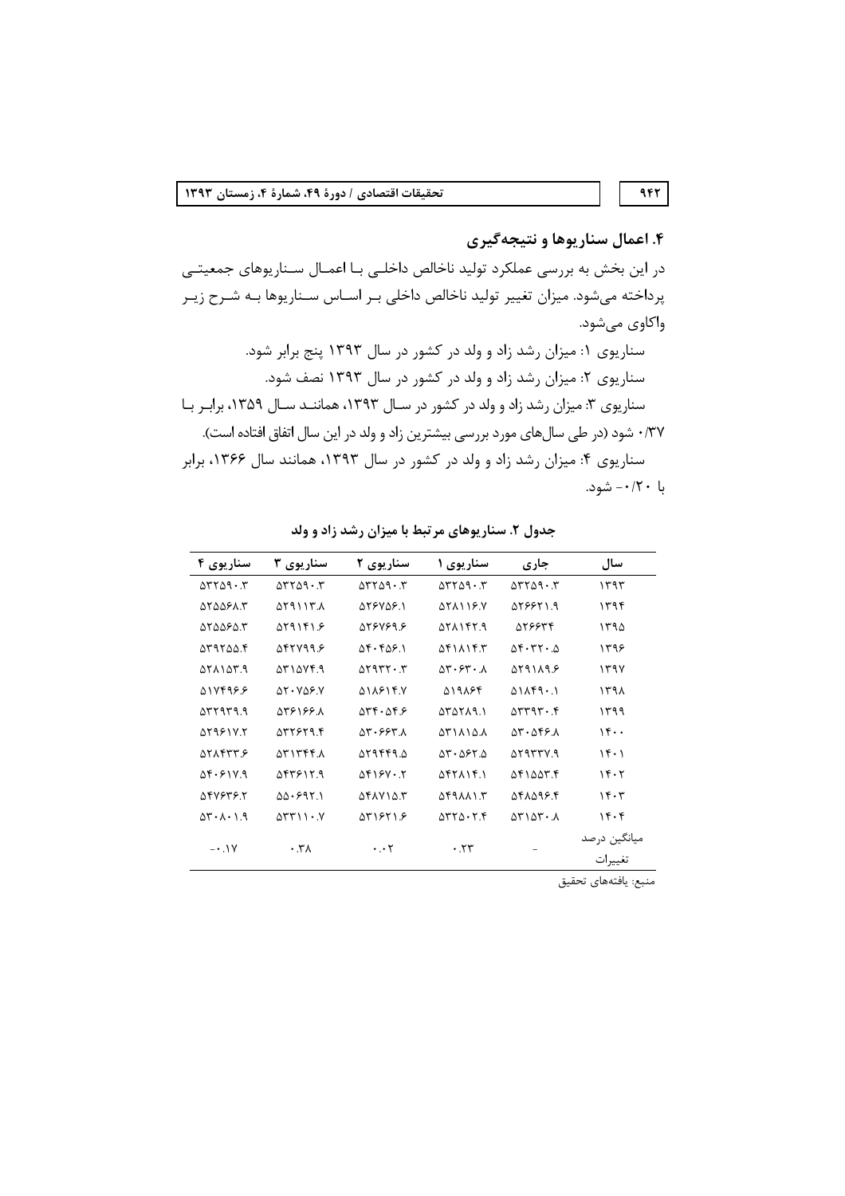## ۴. اعمال سناریوها و نتیجه‌گیری

در این بخش به بررسی عملکرد تولید ناخالص داخلی با اعمال سناریوهای جمعیتی پرداخته می‌شود. میزان تغییر تولید ناخالص داخلی بر اساس سناریوها به شرح زیر واکاوی می‌شود.

سناریوی ۱: میزان رشد زاد و ولد در کشور در سال ۱۳۹۳ پنج برابر شود.

سناریوی ۲: میزان رشد زاد و ولد در کشور در سال ۱۳۹۳ نصف شود.

سناریوی ۳: میزان رشد زاد و ولد در کشور در سال ۱۳۹۳، همانند سال ۱۳۵۹، برابر با ۰/۳۷ شود (در طی سال‌های مورد بررسی بیشترین زاد و ولد در این سال اتفاق افتاده است).

سناریوی ۴: میزان رشد زاد و ولد در کشور در سال ۱۳۹۳، همانند سال ۱۳۶۶، برابر با ۰/۲۰- شود.

**جدول ۲. سناریوهای مرتبط با میزان رشد زاد و ولد**

| سال | جاری | سناریوی ۱ | سناریوی ۲ | سناریوی ۳ | سناریوی ۴ |
|---|---|---|---|---|---|
| ۱۳۹۳ | ۵۳۲۵۹۰.۳ | ۵۳۲۵۹۰.۳ | ۵۳۲۵۹۰.۳ | ۵۳۲۵۹۰.۳ | ۵۳۲۵۹۰.۳ |
| ۱۳۹۴ | ۵۲۶۶۲۱.۹ | ۵۲۸۱۱۶.۷ | ۵۲۶۷۵۶.۱ | ۵۲۹۱۱۳.۸ | ۵۲۵۵۶۸.۳ |
| ۱۳۹۵ | ۵۲۶۶۳۴ | ۵۲۸۱۴۲.۹ | ۵۲۶۷۶۹.۶ | ۵۲۹۱۴۱.۶ | ۵۲۵۵۶۵.۳ |
| ۱۳۹۶ | ۵۴۰۳۲۰.۵ | ۵۴۱۸۱۴.۳ | ۵۴۰۴۵۶.۱ | ۵۴۲۷۹۹.۶ | ۵۳۹۲۵۵.۴ |
| ۱۳۹۷ | ۵۲۹۱۸۹.۶ | ۵۳۰۶۳۰.۸ | ۵۲۹۳۲۰.۳ | ۵۳۱۵۷۴.۹ | ۵۲۸۱۵۳.۹ |
| ۱۳۹۸ | ۵۱۸۴۹۰.۱ | ۵۱۹۸۶۴ | ۵۱۸۶۱۴.۷ | ۵۲۰۷۵۶.۷ | ۵۱۷۴۹۶.۶ |
| ۱۳۹۹ | ۵۳۳۹۳۰.۴ | ۵۳۵۲۸۹.۱ | ۵۳۴۰۵۴.۶ | ۵۳۶۱۶۶.۸ | ۵۳۲۹۳۹.۹ |
| ۱۴۰۰ | ۵۳۰۵۴۶.۸ | ۵۳۱۸۱۵.۸ | ۵۳۰۶۶۳.۸ | ۵۳۲۶۲۹.۴ | ۵۲۹۶۱۷.۲ |
| ۱۴۰۱ | ۵۲۹۳۳۷.۹ | ۵۳۰۵۶۲.۵ | ۵۲۹۴۴۹.۵ | ۵۳۱۳۴۴.۸ | ۵۲۸۴۳۳.۶ |
| ۱۴۰۲ | ۵۴۱۵۵۳.۴ | ۵۴۲۸۱۴.۱ | ۵۴۱۶۷۰.۲ | ۵۴۳۶۱۲.۹ | ۵۴۰۶۱۷.۹ |
| ۱۴۰۳ | ۵۴۸۵۹۶.۴ | ۵۴۹۸۸۱.۳ | ۵۴۸۷۱۵.۳ | ۵۵۰۶۹۲.۱ | ۵۴۷۶۳۶.۲ |
| ۱۴۰۴ | ۵۳۱۵۳۰.۸ | ۵۳۲۵۰۲.۴ | ۵۳۱۶۲۱.۶ | ۵۳۳۱۱۰.۷ | ۵۳۰۸۰۱.۹ |
| میانگین درصد تغییرات | - | ۰.۲۳ | ۰.۰۲ | ۰.۳۸ | ۰.۱۷- |

منبع: یافته‌های تحقیق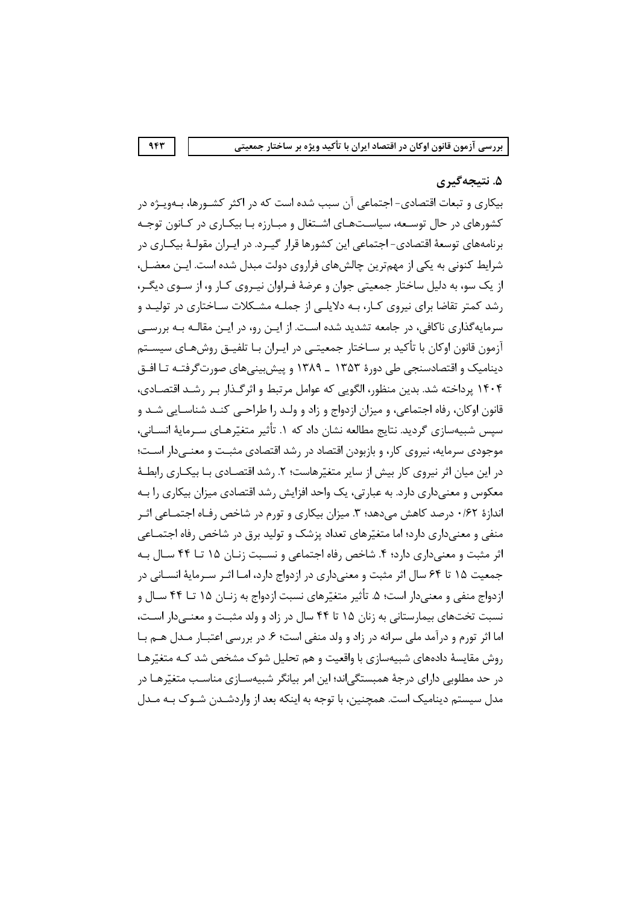## ۵. نتیجه‌گیری

بیکاری و تبعات اقتصادی- اجتماعی آن سبب شده است که در اکثر کشورها، به‌ویـژه در کشورهای در حال توسـعه، سیاسـت‌هـای اشـتغال و مبـارزه بـا بیکـاری در کـانون توجـه برنامه‌های توسعهٔ اقتصادی- اجتماعی این کشورها قرار گیـرد. در ایـران مقولـهٔ بیکـاری در شرایط کنونی به یکی از مهم‌ترین چالش‌های فراروی دولت مبدل شده است. ایـن معضـل، از یک سو، به دلیل ساختار جمعیتی جوان و عرضهٔ فـراوان نیـروی کـار و، از سـوی دیگـر، رشد کمتر تقاضا برای نیروی کـار، بـه دلایلـی از جملـه مشـکلات سـاختاری در تولیـد و سرمایه‌گذاری ناکافی، در جامعه تشدید شده اسـت. از ایـن رو، در ایـن مقالـه بـه بررسـی آزمون قانون اوکان با تأکید بر سـاختار جمعیتـی در ایـران بـا تلفیـق روش‌هـای سیسـتم دینامیک و اقتصادسنجی طی دورهٔ ۱۳۵۳ ـ ۱۳۸۹ و پیش‌بینی‌های صورت‌گرفتـه تـا افـق ۱۴۰۴ پرداخته شد. بدین منظور، الگویی که عوامل مرتبط و اثرگـذار بـر رشـد اقتصـادی، قانون اوکان، رفاه اجتماعی، و میزان ازدواج و زاد و ولـد را طراحـی کنـد شناسـایی شـد و سپس شبیه‌سازی گردید. نتایج مطالعه نشان داد که ۱. تأثیر متغیّرهـای سـرمایهٔ انسـانی، موجودی سرمایه، نیروی کار، و بازبودن اقتصاد در رشد اقتصادی مثبـت و معنـی‌دار اسـت؛ در این میان اثر نیروی کار بیش از سایر متغیّرهاست؛ ۲. رشد اقتصـادی بـا بیکـاری رابطـهٔ معکوس و معنی‌داری دارد. به عبارتی، یک واحد افزایش رشد اقتصادی میزان بیکاری را بـه اندازهٔ ۰/۶۲ درصد کاهش می‌دهد؛ ۳. میزان بیکاری و تورم در شاخص رفـاه اجتمـاعی اثـر منفی و معنی‌داری دارد؛ اما متغیّرهای تعداد پزشک و تولید برق در شاخص رفاه اجتمـاعی اثر مثبت و معنی‌داری دارد؛ ۴. شاخص رفاه اجتماعی و نسـبت زنـان ۱۵ تـا ۴۴ سـال بـه جمعیت ۱۵ تا ۶۴ سال اثر مثبت و معنی‌داری در ازدواج دارد، امـا اثـر سـرمایهٔ انسـانی در ازدواج منفی و معنی‌دار است؛ ۵. تأثیر متغیّرهای نسبت ازدواج به زنـان ۱۵ تـا ۴۴ سـال و نسبت تخت‌های بیمارستانی به زنان ۱۵ تا ۴۴ سال در زاد و ولد مثبـت و معنـی‌دار اسـت، اما اثر تورم و درآمد ملی سرانه در زاد و ولد منفی است؛ ۶. در بررسی اعتبـار مـدل هـم بـا روش مقایسهٔ داده‌های شبیه‌سازی با واقعیت و هم تحلیل شوک مشخص شد کـه متغیّرهـا در حد مطلوبی دارای درجهٔ همبستگی‌اند؛ این امر بیانگر شبیه‌سـازی مناسـب متغیّرهـا در مدل سیستم دینامیک است. همچنین، با توجه به اینکه بعد از واردشـدن شـوک بـه مـدل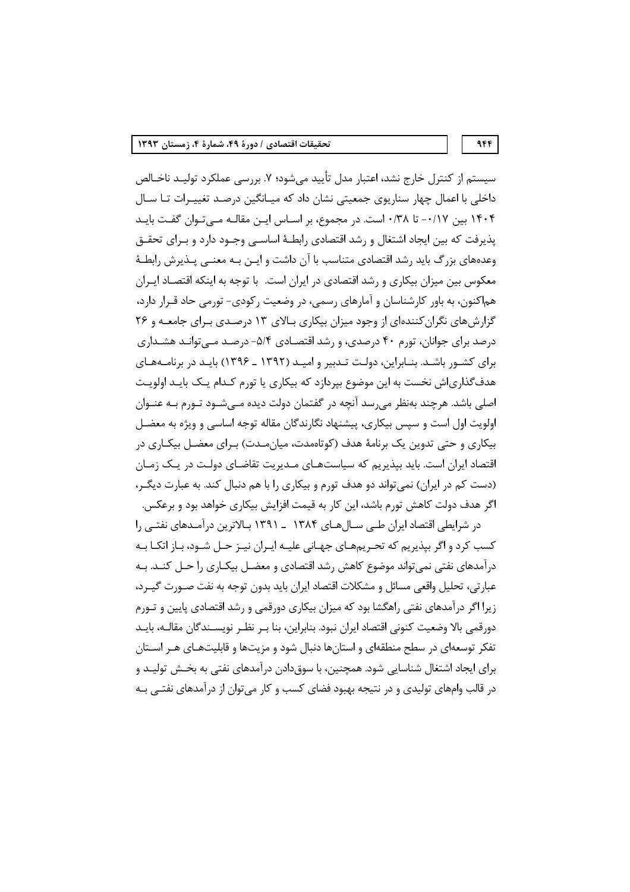سیستم از کنترل خارج نشد، اعتبار مدل تأیید می‌شود؛ ۷. بررسی عملکرد تولیـد ناخـالص داخلی با اعمال چهار سناریوی جمعیتی نشان داد که میـانگین درصـد تغییـرات تـا سـال ۱۴۰۴ بین ۰/۱۷- تا ۰/۳۸ است. در مجموع، بر اسـاس ایـن مقالـه مـی‌تـوان گفـت بایـد پذیرفت که بین ایجاد اشتغال و رشد اقتصادی رابطـهٔ اساسـی وجـود دارد و بـرای تحقـق وعده‌های بزرگ باید رشد اقتصادی متناسب با آن داشت و ایـن بـه معنـی پـذیرش رابطـهٔ معکوس بین میزان بیکاری و رشد اقتصادی در ایران است. با توجه به اینکه اقتصـاد ایـران هم‌اکنون، به باور کارشناسان و آمارهای رسمی، در وضعیت رکودی- تورمی حاد قـرار دارد، گزارش‌های نگران‌کننده‌ای از وجود میزان بیکاری بـالای ۱۳ درصـدی بـرای جامعـه و ۲۶ درصد برای جوانان، تورم ۴۰ درصدی، و رشد اقتصـادی ۵/۴- درصـد مـی‌توانـد هشـداری برای کشـور باشـد. بنـابراین، دولـت تـدبیر و امیـد (۱۳۹۲ ـ ۱۳۹۶) بایـد در برنامـه‌هـای هدف‌گذاری‌اش نخست به این موضوع بپردازد که بیکاری یا تورم کـدام یـک بایـد اولویـت اصلی باشد. هرچند به‌نظر می‌رسد آنچه در گفتمان دولت دیده مـی‌شـود تـورم بـه عنـوان اولویت اول است و سپس بیکاری، پیشنهاد نگارندگان مقاله توجه اساسی و ویژه به معضـل بیکاری و حتی تدوین یک برنامهٔ هدف (کوتاه‌مدت، میان‌مـدت) بـرای معضـل بیکـاری در اقتصاد ایران است. باید بپذیریم که سیاست‌هـای مـدیریت تقاضـای دولـت در یـک زمـان (دست کم در ایران) نمی‌تواند دو هدف تورم و بیکاری را با هم دنبال کند. به عبارت دیگـر، اگر هدف دولت کاهش تورم باشد، این کار به قیمت افزایش بیکاری خواهد بود و برعکس.

در شرایطی اقتصاد ایران طـی سـال‌هـای ۱۳۸۴ ـ ۱۳۹۱ بـالاترین درآمـدهای نفتـی را کسب کرد و اگر بپذیریم که تحـریم‌هـای جهـانی علیـه ایـران نیـز حـل شـود، بـاز اتکـا بـه درآمدهای نفتی نمی‌تواند موضوع کاهش رشد اقتصادی و معضـل بیکـاری را حـل کنـد. بـه عبارتی، تحلیل واقعی مسائل و مشکلات اقتصاد ایران باید بدون توجه به نفت صـورت گیـرد، زیرا اگر درآمدهای نفتی راهگشا بود که میزان بیکاری دورقمی و رشد اقتصادی پایین و تـورم دورقمی بالا وضعیت کنونی اقتصاد ایران نبود. بنا بـر نظـر نویسـندگان مقالـه، بایـد تفکر توسعه‌ای در سطح منطقه‌ای و استان‌ها دنبال شود و مزیت‌ها و قابلیت‌هـای هـر اسـتان برای ایجاد اشتغال شناسایی شود. همچنین، با سوق‌دادن درآمدهای نفتی به بخـش تولیـد و در قالب وام‌های تولیدی و در نتیجه بهبود فضای کسب و کار می‌توان از درآمدهای نفتـی بـه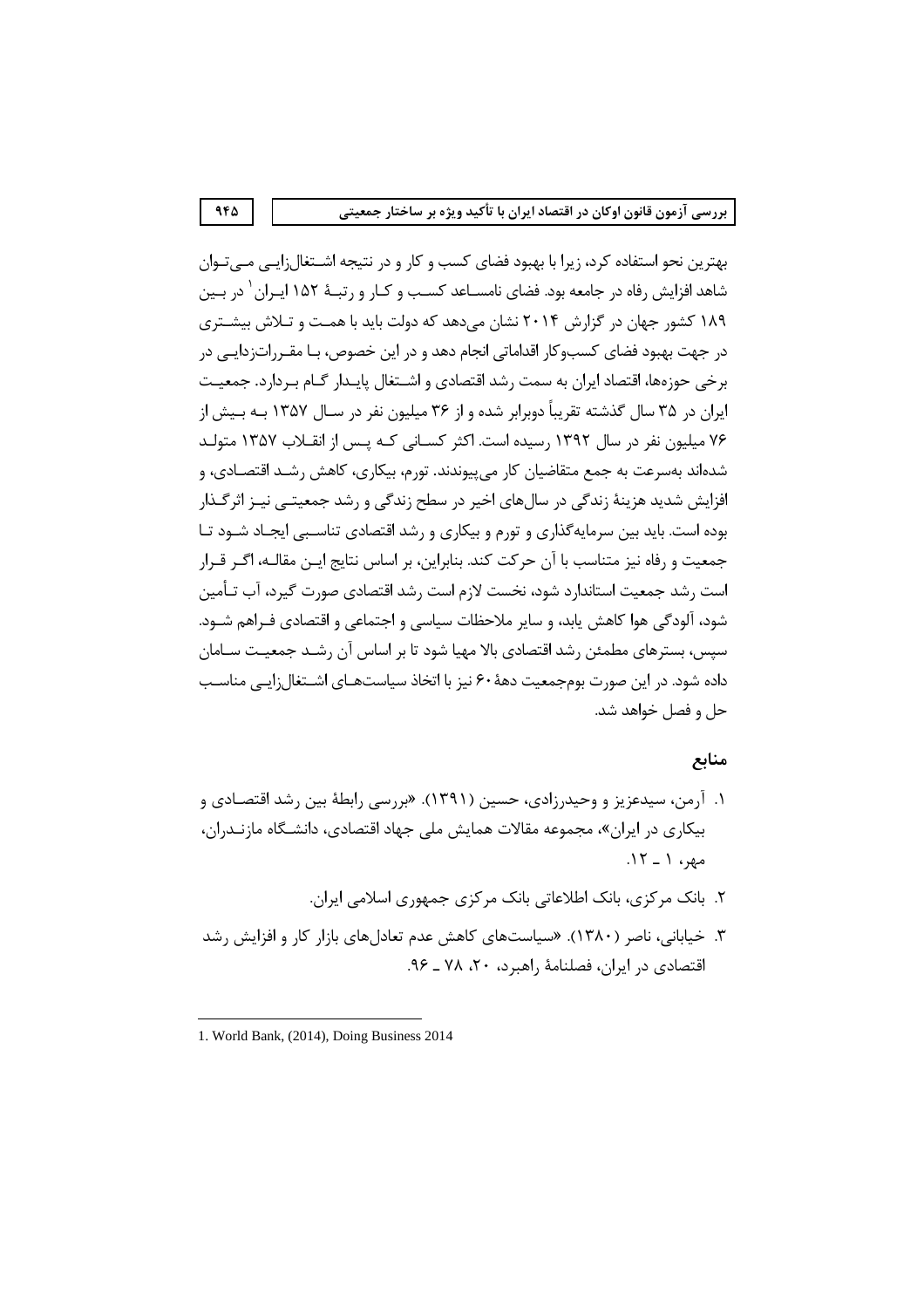بهترین نحو استفاده کرد، زیرا با بهبود فضای کسب و کار و در نتیجه اشتغال‌زایی می‌توان شاهد افزایش رفاه در جامعه بود. فضای نامساعد کسب و کار و رتبهٔ ۱۵۲ ایران[1] در بین ۱۸۹ کشور جهان در گزارش ۲۰۱۴ نشان می‌دهد که دولت باید با همت و تلاش بیشتری در جهت بهبود فضای کسب‌وکار اقداماتی انجام دهد و در این خصوص، با مقررات‌زدایی در برخی حوزه‌ها، اقتصاد ایران به سمت رشد اقتصادی و اشتغال پایدار گام بردارد. جمعیت ایران در ۳۵ سال گذشته تقریباً دوبرابر شده و از ۳۶ میلیون نفر در سال ۱۳۵۷ به بیش از ۷۶ میلیون نفر در سال ۱۳۹۲ رسیده است. اکثر کسانی که پس از انقلاب ۱۳۵۷ متولد شده‌اند به‌سرعت به جمع متقاضیان کار می‌پیوندند. تورم، بیکاری، کاهش رشد اقتصادی، و افزایش شدید هزینهٔ زندگی در سال‌های اخیر در سطح زندگی و رشد جمعیتی نیز اثرگذار بوده است. باید بین سرمایه‌گذاری و تورم و بیکاری و رشد اقتصادی تناسبی ایجاد شود تا جمعیت و رفاه نیز متناسب با آن حرکت کند. بنابراین، بر اساس نتایج این مقاله، اگر قرار است رشد جمعیت استاندارد شود، نخست لازم است رشد اقتصادی صورت گیرد، آب تأمین شود، آلودگی هوا کاهش یابد، و سایر ملاحظات سیاسی و اجتماعی و اقتصادی فراهم شود. سپس، بسترهای مطمئن رشد اقتصادی بالا مهیا شود تا بر اساس آن رشد جمعیت سامان داده شود. در این صورت بوم‌جمعیت دههٔ ۶۰ نیز با اتخاذ سیاست‌های اشتغال‌زایی مناسب حل و فصل خواهد شد.

## منابع

۱. آرمن، سیدعزیز و وحیدرزادی، حسین (۱۳۹۱). «بررسی رابطهٔ بین رشد اقتصادی و بیکاری در ایران»، مجموعه مقالات همایش ملی جهاد اقتصادی، دانشگاه مازندران، مهر، ۱ ـ ۱۲.

۲. بانک مرکزی، بانک اطلاعاتی بانک مرکزی جمهوری اسلامی ایران.

۳. خیابانی، ناصر (۱۳۸۰). «سیاست‌های کاهش عدم تعادل‌های بازار کار و افزایش رشد اقتصادی در ایران، فصلنامهٔ راهبرد، ۲۰، ۷۸ ـ ۹۶.

---

1. World Bank, (2014), Doing Business 2014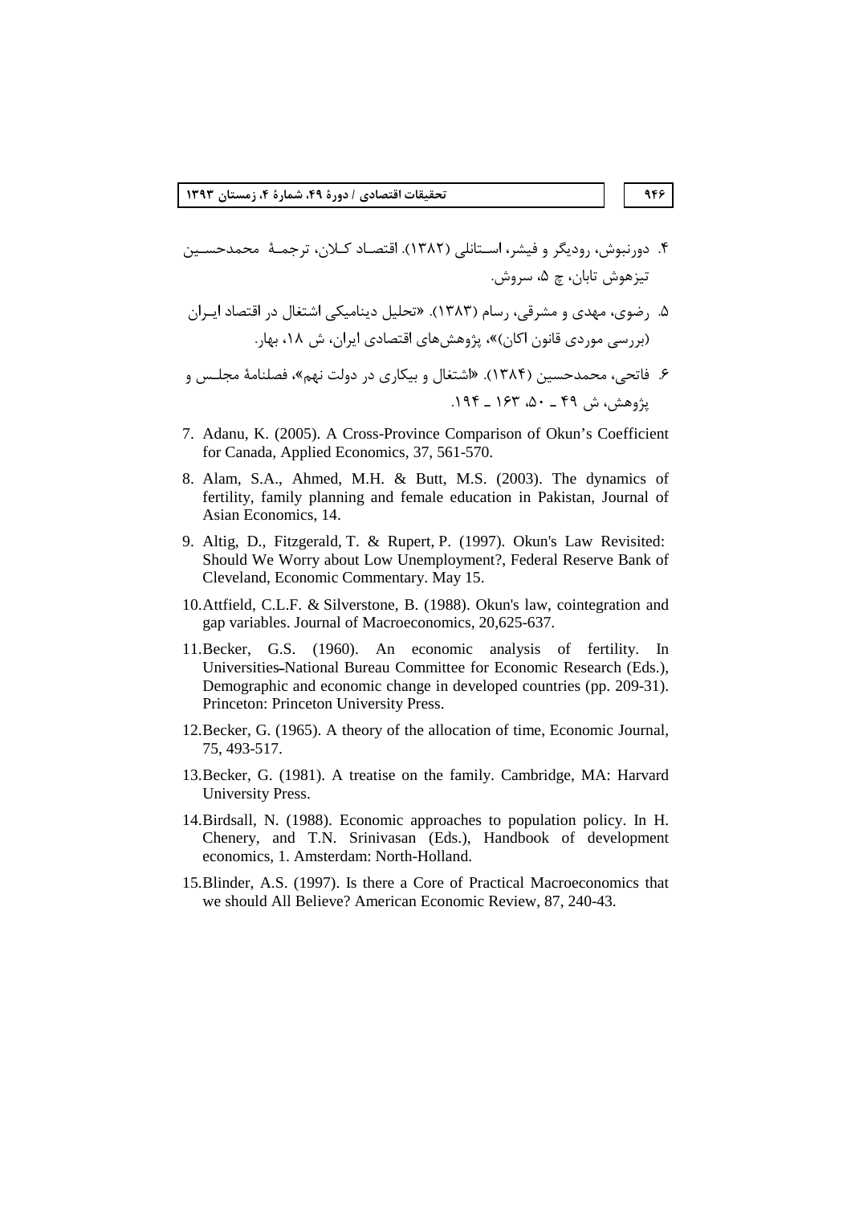۴. دورنبوش، رودیگر و فیشر، استانلی (۱۳۸۲). اقتصاد کلان، ترجمهٔ محمدحسین تیزهوش تابان، چ ۵، سروش.

۵. رضوی، مهدی و مشرقی، رسام (۱۳۸۳). «تحلیل دینامیکی اشتغال در اقتصاد ایران (بررسی موردی قانون اکان)»، پژوهش‌های اقتصادی ایران، ش ۱۸، بهار.

۶. فاتحی، محمدحسین (۱۳۸۴). «اشتغال و بیکاری در دولت نهم»، فصلنامهٔ مجلس و پژوهش، ش ۴۹ ـ ۵۰، ۱۶۳ ـ ۱۹۴.

7. Adanu, K. (2005). A Cross-Province Comparison of Okun's Coefficient for Canada, Applied Economics, 37, 561-570.

8. Alam, S.A., Ahmed, M.H. & Butt, M.S. (2003). The dynamics of fertility, family planning and female education in Pakistan, Journal of Asian Economics, 14.

9. Altig, D., Fitzgerald, T. & Rupert, P. (1997). Okun's Law Revisited: Should We Worry about Low Unemployment?, Federal Reserve Bank of Cleveland, Economic Commentary. May 15.

10. Attfield, C.L.F. & Silverstone, B. (1988). Okun's law, cointegration and gap variables. Journal of Macroeconomics, 20,625-637.

11. Becker, G.S. (1960). An economic analysis of fertility. In Universities–National Bureau Committee for Economic Research (Eds.), Demographic and economic change in developed countries (pp. 209-31). Princeton: Princeton University Press.

12. Becker, G. (1965). A theory of the allocation of time, Economic Journal, 75, 493-517.

13. Becker, G. (1981). A treatise on the family. Cambridge, MA: Harvard University Press.

14. Birdsall, N. (1988). Economic approaches to population policy. In H. Chenery, and T.N. Srinivasan (Eds.), Handbook of development economics, 1. Amsterdam: North-Holland.

15. Blinder, A.S. (1997). Is there a Core of Practical Macroeconomics that we should All Believe? American Economic Review, 87, 240-43.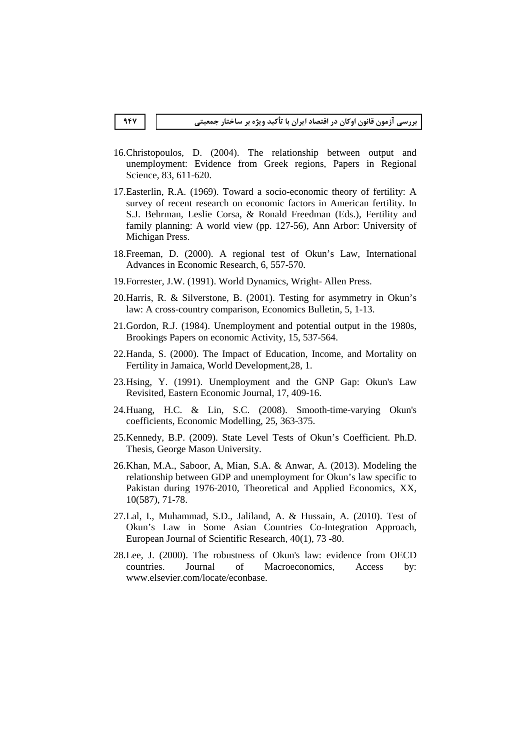16. Christopoulos, D. (2004). The relationship between output and unemployment: Evidence from Greek regions, Papers in Regional Science, 83, 611-620.

17. Easterlin, R.A. (1969). Toward a socio-economic theory of fertility: A survey of recent research on economic factors in American fertility. In S.J. Behrman, Leslie Corsa, & Ronald Freedman (Eds.), Fertility and family planning: A world view (pp. 127-56), Ann Arbor: University of Michigan Press.

18. Freeman, D. (2000). A regional test of Okun's Law, International Advances in Economic Research, 6, 557-570.

19. Forrester, J.W. (1991). World Dynamics, Wright- Allen Press.

20. Harris, R. & Silverstone, B. (2001). Testing for asymmetry in Okun's law: A cross-country comparison, Economics Bulletin, 5, 1-13.

21. Gordon, R.J. (1984). Unemployment and potential output in the 1980s, Brookings Papers on economic Activity, 15, 537-564.

22. Handa, S. (2000). The Impact of Education, Income, and Mortality on Fertility in Jamaica, World Development,28, 1.

23. Hsing, Y. (1991). Unemployment and the GNP Gap: Okun's Law Revisited, Eastern Economic Journal, 17, 409-16.

24. Huang, H.C. & Lin, S.C. (2008). Smooth-time-varying Okun's coefficients, Economic Modelling, 25, 363-375.

25. Kennedy, B.P. (2009). State Level Tests of Okun's Coefficient. Ph.D. Thesis, George Mason University.

26. Khan, M.A., Saboor, A, Mian, S.A. & Anwar, A. (2013). Modeling the relationship between GDP and unemployment for Okun's law specific to Pakistan during 1976-2010, Theoretical and Applied Economics, XX, 10(587), 71-78.

27. Lal, I., Muhammad, S.D., Jaliland, A. & Hussain, A. (2010). Test of Okun's Law in Some Asian Countries Co-Integration Approach, European Journal of Scientific Research, 40(1), 73 -80.

28. Lee, J. (2000). The robustness of Okun's law: evidence from OECD countries. Journal of Macroeconomics, Access by: www.elsevier.com/locate/econbase.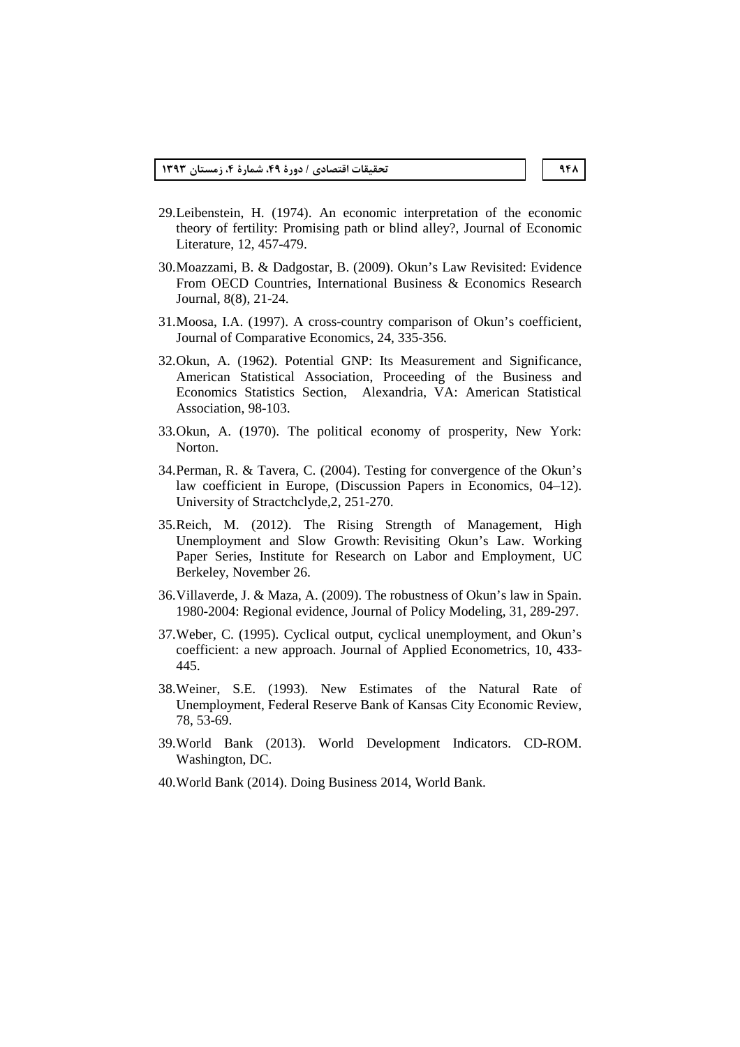29. Leibenstein, H. (1974). An economic interpretation of the economic theory of fertility: Promising path or blind alley?, Journal of Economic Literature, 12, 457-479.

30. Moazzami, B. & Dadgostar, B. (2009). Okun's Law Revisited: Evidence From OECD Countries, International Business & Economics Research Journal, 8(8), 21-24.

31. Moosa, I.A. (1997). A cross-country comparison of Okun's coefficient, Journal of Comparative Economics, 24, 335-356.

32. Okun, A. (1962). Potential GNP: Its Measurement and Significance, American Statistical Association, Proceeding of the Business and Economics Statistics Section, Alexandria, VA: American Statistical Association, 98-103.

33. Okun, A. (1970). The political economy of prosperity, New York: Norton.

34. Perman, R. & Tavera, C. (2004). Testing for convergence of the Okun's law coefficient in Europe, (Discussion Papers in Economics, 04–12). University of Stractchclyde,2, 251-270.

35. Reich, M. (2012). The Rising Strength of Management, High Unemployment and Slow Growth: Revisiting Okun's Law. Working Paper Series, Institute for Research on Labor and Employment, UC Berkeley, November 26.

36. Villaverde, J. & Maza, A. (2009). The robustness of Okun's law in Spain. 1980-2004: Regional evidence, Journal of Policy Modeling, 31, 289-297.

37. Weber, C. (1995). Cyclical output, cyclical unemployment, and Okun's coefficient: a new approach. Journal of Applied Econometrics, 10, 433-445.

38. Weiner, S.E. (1993). New Estimates of the Natural Rate of Unemployment, Federal Reserve Bank of Kansas City Economic Review, 78, 53-69.

39. World Bank (2013). World Development Indicators. CD-ROM. Washington, DC.

40. World Bank (2014). Doing Business 2014, World Bank.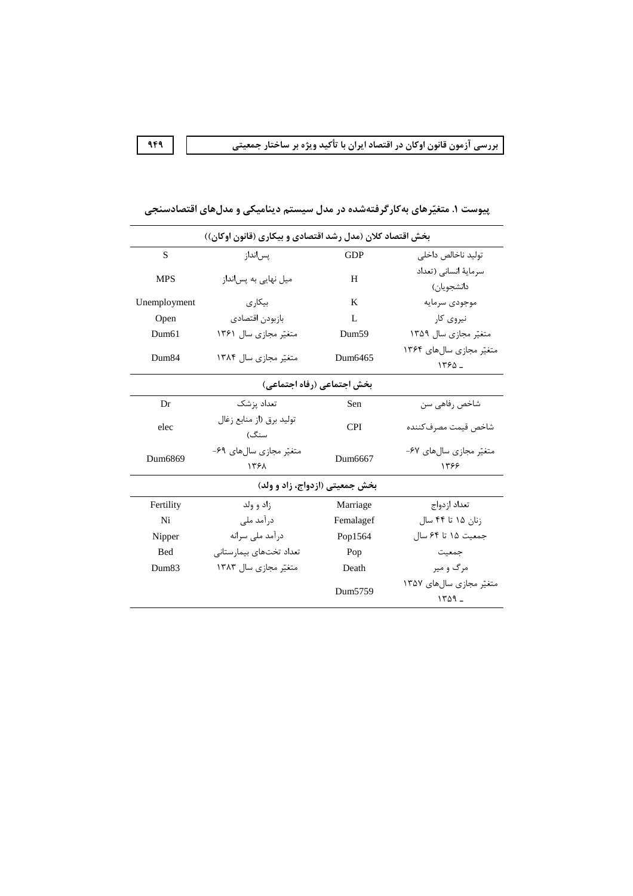## پیوست ۱. متغیّرهای به‌کارگرفته‌شده در مدل سیستم دینامیکی و مدل‌های اقتصادسنجی

| | | | |
|---|---|---|---|
| **بخش اقتصاد کلان (مدل رشد اقتصادی و بیکاری (قانون اوکان))** | | | |
| تولید ناخالص داخلی | GDP | پس‌انداز | S |
| سرمایهٔ انسانی (تعداد دانشجویان) | H | میل نهایی به پس‌انداز | MPS |
| موجودی سرمایه | K | بیکاری | Unemployment |
| نیروی کار | L | بازبودن اقتصادی | Open |
| متغیّر مجازی سال ۱۳۵۹ | Dum59 | متغیّر مجازی سال ۱۳۶۱ | Dum61 |
| متغیّر مجازی سال‌های ۱۳۶۴ ـ ۱۳۶۵ | Dum6465 | متغیّر مجازی سال ۱۳۸۴ | Dum84 |
| **بخش اجتماعی (رفاه اجتماعی)** | | | |
| شاخص رفاهی سن | Sen | تعداد پزشک | Dr |
| شاخص قیمت مصرف‌کننده | CPI | تولید برق (از منابع زغال سنگ) | elec |
| متغیّر مجازی سال‌های ۶۷- ۱۳۶۶ | Dum6667 | متغیّر مجازی سال‌های ۶۹- ۱۳۶۸ | Dum6869 |
| **بخش جمعیتی (ازدواج، زاد و ولد)** | | | |
| تعداد ازدواج | Marriage | زاد و ولد | Fertility |
| زنان ۱۵ تا ۴۴ سال | Femalagef | درآمد ملی | Ni |
| جمعیت ۱۵ تا ۶۴ سال | Pop1564 | درآمد ملی سرانه | Nipper |
| جمعیت | Pop | تعداد تخت‌های بیمارستانی | Bed |
| مرگ و میر | Death | متغیّر مجازی سال ۱۳۸۳ | Dum83 |
| متغیّر مجازی سال‌های ۱۳۵۷ ـ ۱۳۵۹ | Dum5759 | | |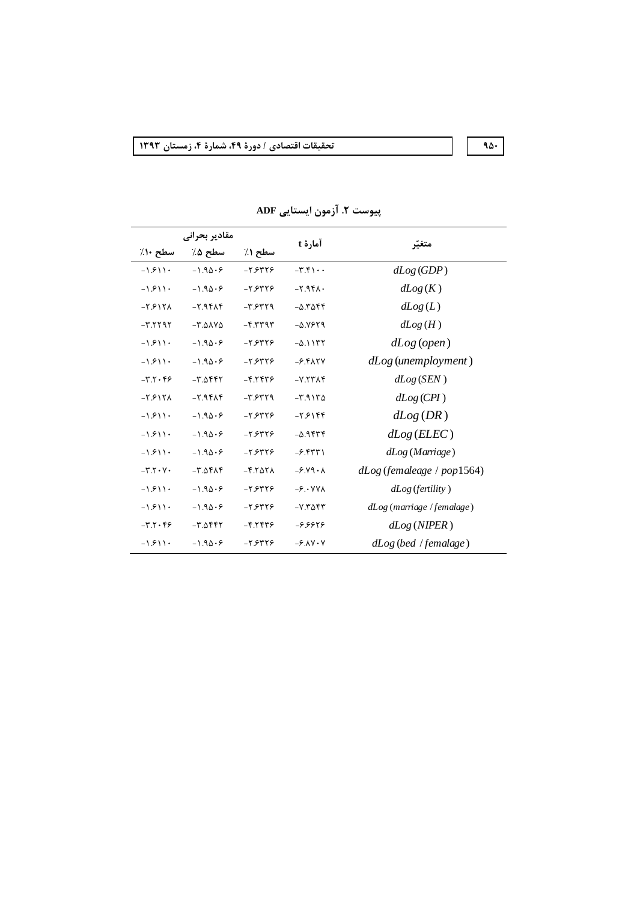## پیوست ۲. آزمون ایستایی ADF

| متغیّر | آمارهٔ t | مقادیر بحرانی | | |
|---|---|---|---|---|
| | | سطح ۱٪ | سطح ۵٪ | سطح ۱۰٪ |
| $dLog(GDP)$ | -۳.۴۱۰۰ | -۲.۶۳۲۶ | -۱.۹۵۰۶ | -۱.۶۱۱۰ |
| $dLog(K)$ | -۲.۹۴۸۰ | -۲.۶۳۲۶ | -۱.۹۵۰۶ | -۱.۶۱۱۰ |
| $dLog(L)$ | -۵.۳۵۴۴ | -۳.۶۳۲۹ | -۲.۹۴۸۴ | -۲.۶۱۲۸ |
| $dLog(H)$ | -۵.۷۶۲۹ | -۴.۳۳۹۳ | -۳.۵۸۷۵ | -۳.۲۲۹۲ |
| $dLog(open)$ | -۵.۱۱۳۲ | -۲.۶۳۲۶ | -۱.۹۵۰۶ | -۱.۶۱۱۰ |
| $dLog(unemployment)$ | -۶.۴۸۲۷ | -۲.۶۳۲۶ | -۱.۹۵۰۶ | -۱.۶۱۱۰ |
| $dLog(SEN)$ | -۷.۲۳۸۴ | -۴.۲۴۳۶ | -۳.۵۴۴۲ | -۳.۲۰۴۶ |
| $dLog(CPI)$ | -۳.۹۱۳۵ | -۳.۶۳۲۹ | -۲.۹۴۸۴ | -۲.۶۱۲۸ |
| $dLog(DR)$ | -۲.۶۱۴۴ | -۲.۶۳۲۶ | -۱.۹۵۰۶ | -۱.۶۱۱۰ |
| $dLog(ELEC)$ | -۵.۹۴۳۴ | -۲.۶۳۲۶ | -۱.۹۵۰۶ | -۱.۶۱۱۰ |
| $dLog(Marriage)$ | -۶.۴۳۳۱ | -۲.۶۳۲۶ | -۱.۹۵۰۶ | -۱.۶۱۱۰ |
| $dLog(femaleage / pop1564)$ | -۶.۷۹۰۸ | -۴.۲۵۲۸ | -۳.۵۴۸۴ | -۳.۲۰۷۰ |
| $dLog(fertility)$ | -۶.۰۷۷۸ | -۲.۶۳۲۶ | -۱.۹۵۰۶ | -۱.۶۱۱۰ |
| $dLog(marriage / femalage)$ | -۷.۳۵۴۳ | -۲.۶۳۲۶ | -۱.۹۵۰۶ | -۱.۶۱۱۰ |
| $dLog(NIPER)$ | -۶.۶۶۲۶ | -۴.۲۴۳۶ | -۳.۵۴۴۲ | -۳.۲۰۴۶ |
| $dLog(bed / femalage)$ | -۶.۸۷۰۷ | -۲.۶۳۲۶ | -۱.۹۵۰۶ | -۱.۶۱۱۰ |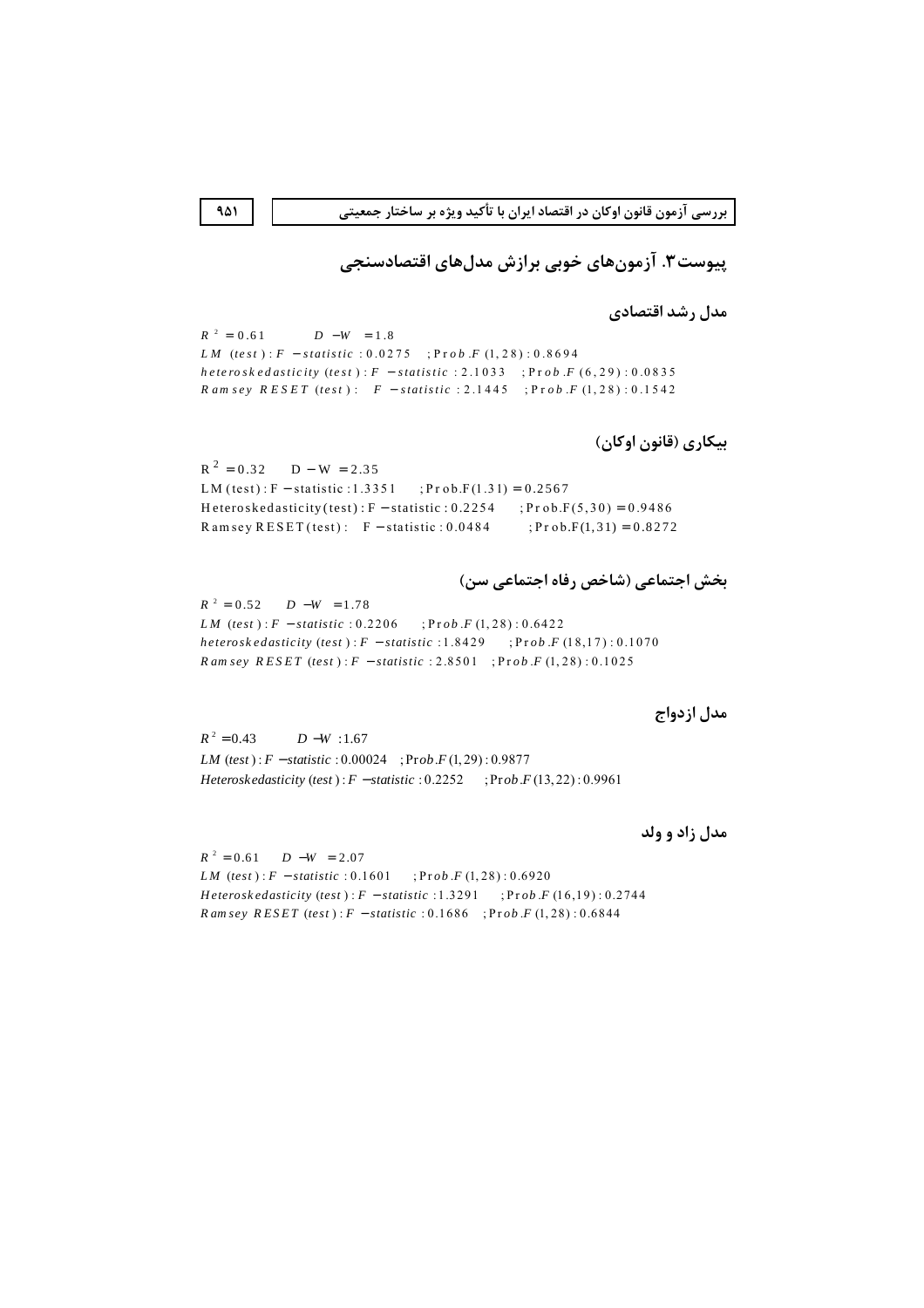## پیوست۳. آزمون‌های خوبی برازش مدل‌های اقتصادسنجی

### مدل رشد اقتصادی

$R^2 = 0.61 \quad D-W = 1.8$

$LM\ (test): F-statistic: 0.0275 \quad ; Prob.F(1,28): 0.8694$

$heteroskedasticity\ (test): F-statistic: 2.1033 \quad ; Prob.F(6,29): 0.0835$

$Ramsey\ RESET\ (test): \quad F-statistic: 2.1445 \quad ; Prob.F(1,28): 0.1542$

### بیکاری (قانون اوکان)

$R^2 = 0.32 \quad D-W = 2.35$

$LM(test): F-statistic: 1.3351 \quad ; Prob.F(1.31) = 0.2567$

$Heteroskedasticity(test): F-statistic: 0.2254 \quad ; Prob.F(5,30) = 0.9486$

$Ramsey\ RESET(test): \quad F-statistic: 0.0484 \quad ; Prob.F(1,31) = 0.8272$

### بخش اجتماعی (شاخص رفاه اجتماعی سن)

$R^2 = 0.52 \quad D-W = 1.78$

$LM\ (test): F-statistic: 0.2206 \quad ; Prob.F(1,28): 0.6422$

$heteroskedasticity\ (test): F-statistic: 1.8429 \quad ; Prob.F(18,17): 0.1070$

$Ramsey\ RESET\ (test): F-statistic: 2.8501 \quad ; Prob.F(1,28): 0.1025$

### مدل ازدواج

$R^2 = 0.43 \quad D-W: 1.67$

$LM\ (test): F-statistic: 0.00024 \quad ; Prob.F(1,29): 0.9877$

$Heteroskedasticity\ (test): F-statistic: 0.2252 \quad ; Prob.F(13,22): 0.9961$

### مدل زاد و ولد

$R^2 = 0.61 \quad D-W = 2.07$

$LM\ (test): F-statistic: 0.1601 \quad ; Prob.F(1,28): 0.6920$

$Heteroskedasticity\ (test): F-statistic: 1.3291 \quad ; Prob.F(16,19): 0.2744$

$Ramsey\ RESET\ (test): F-statistic: 0.1686 \quad ; Prob.F(1,28): 0.6844$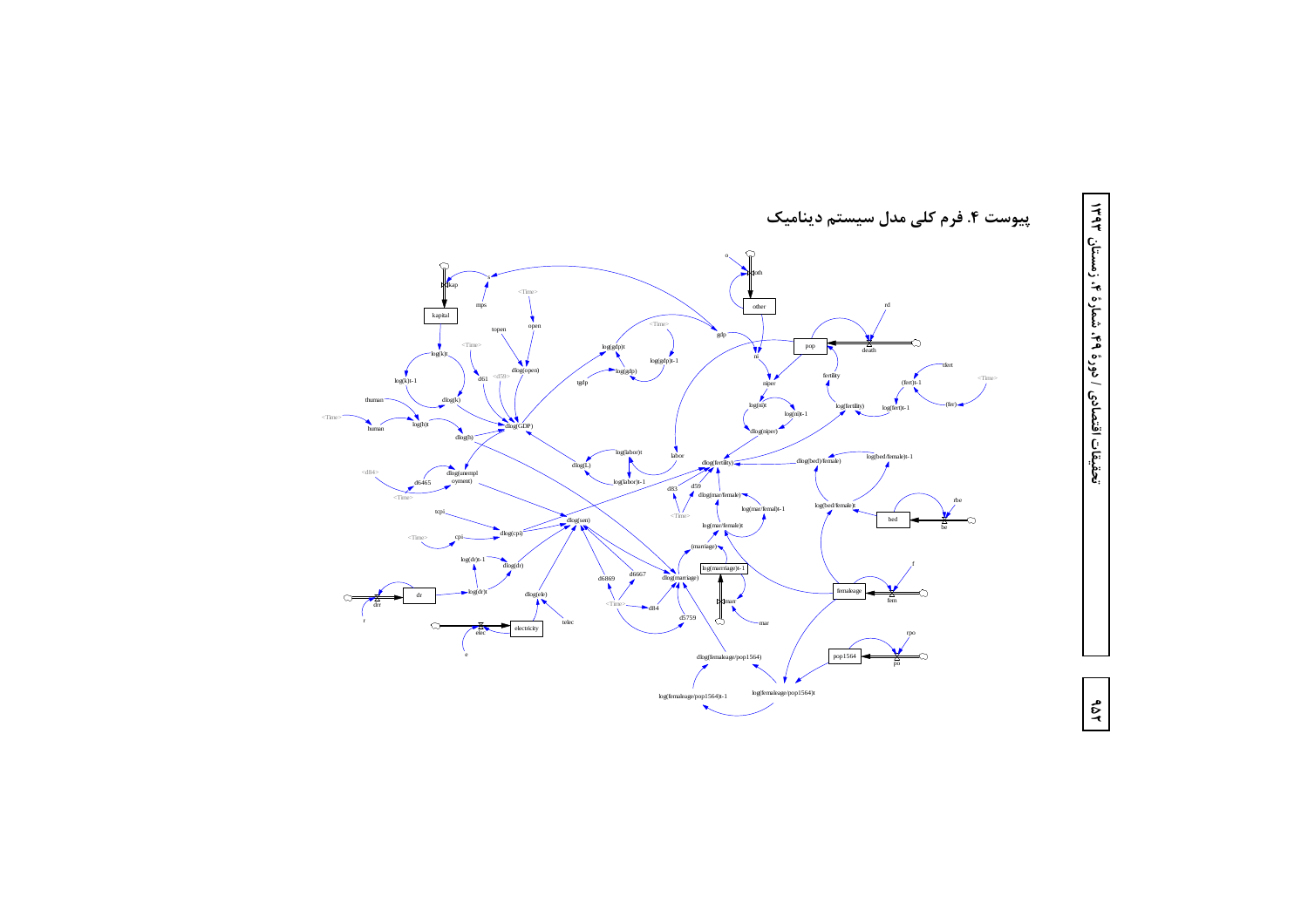## پیوست ۴. فرم کلی مدل سیستم دینامیک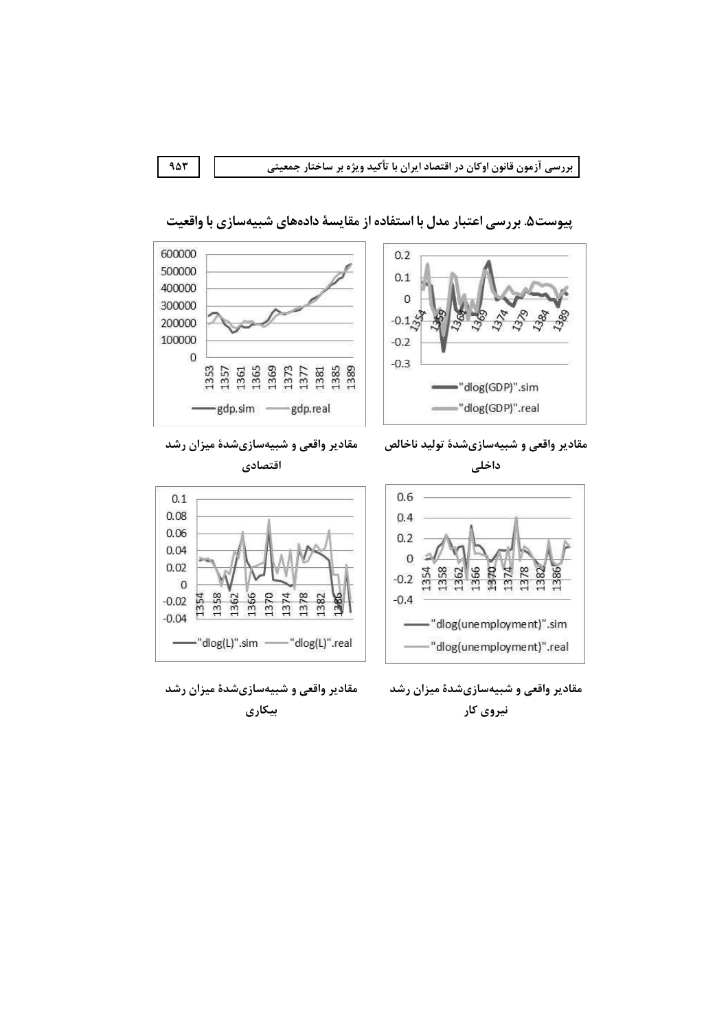## پیوست۵. بررسی اعتبار مدل با استفاده از مقایسهٔ داده‌های شبیه‌سازی با واقعیت

مقادیر واقعی و شبیه‌سازی‌شدهٔ تولید ناخالص داخلی

مقادیر واقعی و شبیه‌سازی‌شدهٔ میزان رشد اقتصادی

مقادیر واقعی و شبیه‌سازی‌شدهٔ میزان رشد نیروی کار

مقادیر واقعی و شبیه‌سازی‌شدهٔ میزان رشد بیکاری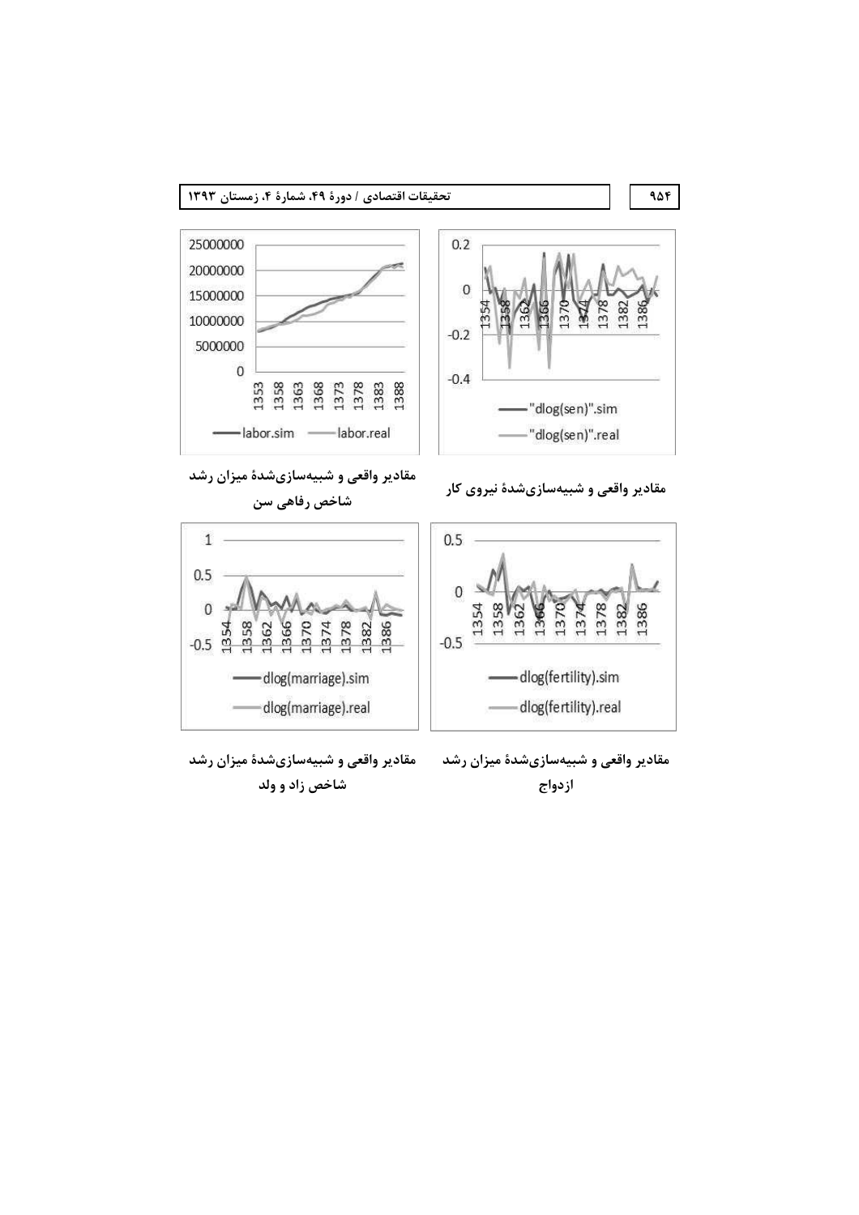مقادیر واقعی و شبیه‌سازی‌شدهٔ نیروی کار

مقادیر واقعی و شبیه‌سازی‌شدهٔ میزان رشد شاخص رفاهی سن

مقادیر واقعی و شبیه‌سازی‌شدهٔ میزان رشد ازدواج

مقادیر واقعی و شبیه‌سازی‌شدهٔ میزان رشد شاخص زاد و ولد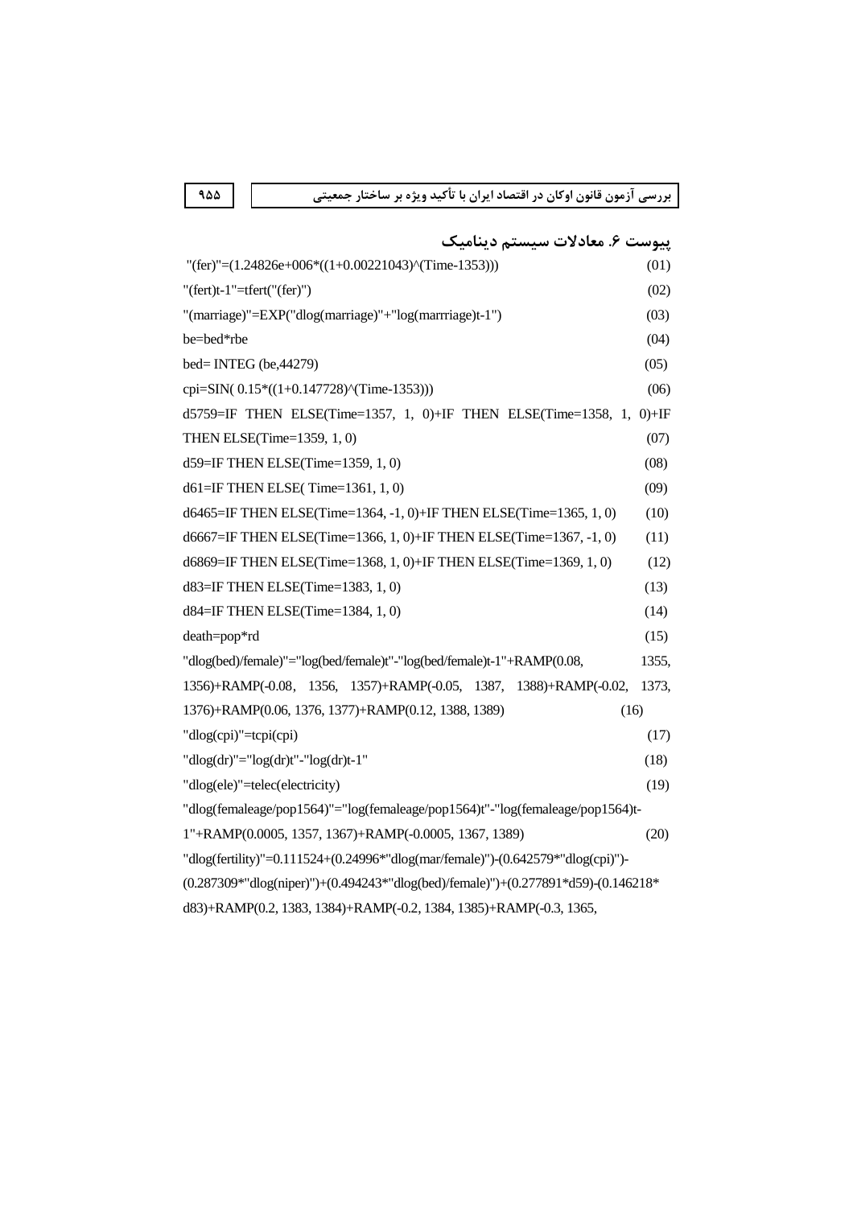## پیوست ۶. معادلات سیستم دینامیک

```
"(fer)"=(1.24826e+006*((1+0.00221043)^(Time-1353)))                                  (01)
"(fert)t-1"=tfert("(fer)")                                                           (02)
"(marriage)"=EXP("dlog(marriage)"+"log(marrriage)t-1")                               (03)
be=bed*rbe                                                                           (04)
bed= INTEG (be,44279)                                                                (05)
cpi=SIN( 0.15*((1+0.147728)^(Time-1353)))                                            (06)
d5759=IF THEN ELSE(Time=1357, 1, 0)+IF THEN ELSE(Time=1358, 1, 0)+IF
THEN ELSE(Time=1359, 1, 0)                                                           (07)
d59=IF THEN ELSE(Time=1359, 1, 0)                                                    (08)
d61=IF THEN ELSE( Time=1361, 1, 0)                                                   (09)
d6465=IF THEN ELSE(Time=1364, -1, 0)+IF THEN ELSE(Time=1365, 1, 0)                   (10)
d6667=IF THEN ELSE(Time=1366, 1, 0)+IF THEN ELSE(Time=1367, -1, 0)                   (11)
d6869=IF THEN ELSE(Time=1368, 1, 0)+IF THEN ELSE(Time=1369, 1, 0)                    (12)
d83=IF THEN ELSE(Time=1383, 1, 0)                                                    (13)
d84=IF THEN ELSE(Time=1384, 1, 0)                                                    (14)
death=pop*rd                                                                         (15)
"dlog(bed)/female)"="log(bed/female)t"-"log(bed/female)t-1"+RAMP(0.08, 1355,
1356)+RAMP(-0.08, 1356, 1357)+RAMP(-0.05, 1387, 1388)+RAMP(-0.02, 1373,
1376)+RAMP(0.06, 1376, 1377)+RAMP(0.12, 1388, 1389)                                  (16)
"dlog(cpi)"=tcpi(cpi)                                                                (17)
"dlog(dr)"="log(dr)t"-"log(dr)t-1"                                                   (18)
"dlog(ele)"=telec(electricity)                                                       (19)
"dlog(femaleage/pop1564)"="log(femaleage/pop1564)t"-"log(femaleage/pop1564)t-
1"+RAMP(0.0005, 1357, 1367)+RAMP(-0.0005, 1367, 1389)                                (20)
"dlog(fertility)"=0.111524+(0.24996*"dlog(mar/female)")-(0.642579*"dlog(cpi)")-
(0.287309*"dlog(niper)")+(0.494243*"dlog(bed)/female)")+(0.277891*d59)-(0.146218*
d83)+RAMP(0.2, 1383, 1384)+RAMP(-0.2, 1384, 1385)+RAMP(-0.3, 1365,
```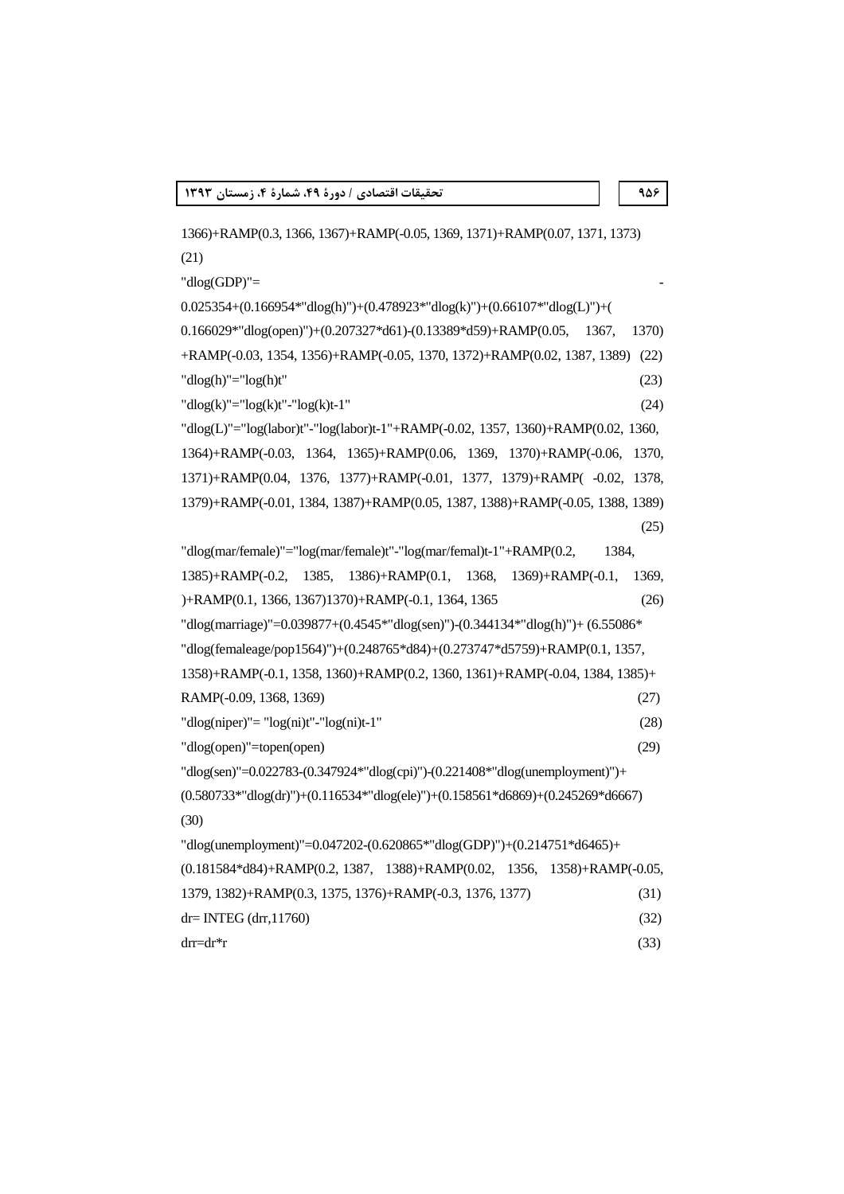1366)+RAMP(0.3, 1366, 1367)+RAMP(-0.05, 1369, 1371)+RAMP(0.07, 1371, 1373)

(21)

"dlog(GDP)"= -0.025354+(0.166954*"dlog(h)")+(0.478923*"dlog(k)")+(0.66107*"dlog(L)")+( 0.166029*"dlog(open)")+(0.207327*d61)-(0.13389*d59)+RAMP(0.05, 1367, 1370) +RAMP(-0.03, 1354, 1356)+RAMP(-0.05, 1370, 1372)+RAMP(0.02, 1387, 1389) (22)

"dlog(h)"="log(h)t" (23)

"dlog(k)"="log(k)t"-"log(k)t-1" (24)

"dlog(L)"="log(labor)t"-"log(labor)t-1"+RAMP(-0.02, 1357, 1360)+RAMP(0.02, 1360, 1364)+RAMP(-0.03, 1364, 1365)+RAMP(0.06, 1369, 1370)+RAMP(-0.06, 1370, 1371)+RAMP(0.04, 1376, 1377)+RAMP(-0.01, 1377, 1379)+RAMP( -0.02, 1378, 1379)+RAMP(-0.01, 1384, 1387)+RAMP(0.05, 1387, 1388)+RAMP(-0.05, 1388, 1389)

(25)

"dlog(mar/female)"="log(mar/female)t"-"log(mar/femal)t-1"+RAMP(0.2, 1384, 1385)+RAMP(-0.2, 1385, 1386)+RAMP(0.1, 1368, 1369)+RAMP(-0.1, 1369, )+RAMP(0.1, 1366, 1367)1370)+RAMP(-0.1, 1364, 1365 (26)

"dlog(marriage)"=0.039877+(0.4545*"dlog(sen)")-(0.344134*"dlog(h)")+ (6.55086* "dlog(femaleage/pop1564)")+(0.248765*d84)+(0.273747*d5759)+RAMP(0.1, 1357, 1358)+RAMP(-0.1, 1358, 1360)+RAMP(0.2, 1360, 1361)+RAMP(-0.04, 1384, 1385)+ RAMP(-0.09, 1368, 1369) (27)

"dlog(niper)"= "log(ni)t"-"log(ni)t-1" (28)

"dlog(open)"=topen(open) (29)

"dlog(sen)"=0.022783-(0.347924*"dlog(cpi)")-(0.221408*"dlog(unemployment)")+ (0.580733*"dlog(dr)")+(0.116534*"dlog(ele)")+(0.158561*d6869)+(0.245269*d6667)

(30)

"dlog(unemployment)"=0.047202-(0.620865*"dlog(GDP)")+(0.214751*d6465)+ (0.181584*d84)+RAMP(0.2, 1387, 1388)+RAMP(0.02, 1356, 1358)+RAMP(-0.05, 1379, 1382)+RAMP(0.3, 1375, 1376)+RAMP(-0.3, 1376, 1377) (31)

dr= INTEG (drr,11760) (32)

drr=dr*r (33)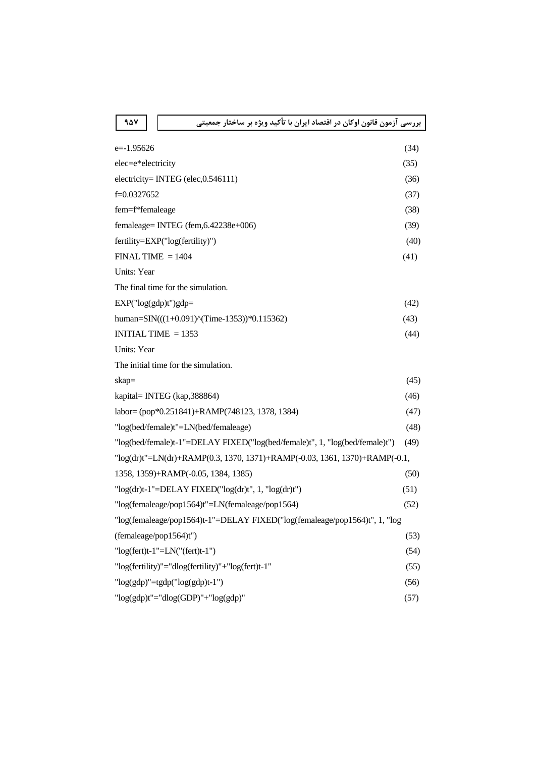e=-1.95626 (34)

elec=e*electricity (35)

electricity= INTEG (elec,0.546111) (36)

f=0.0327652 (37)

fem=f*femaleage (38)

femaleage= INTEG (fem,6.42238e+006) (39)

fertility=EXP("log(fertility)") (40)

FINAL TIME = 1404 (41)

Units: Year

The final time for the simulation.

EXP("log(gdp)t")gdp= (42)

human=SIN(((1+0.091)^(Time-1353))*0.115362) (43)

INITIAL TIME = 1353 (44)

Units: Year

The initial time for the simulation.

skap= (45)

kapital= INTEG (kap,388864) (46)

labor= (pop*0.251841)+RAMP(748123, 1378, 1384) (47)

"log(bed/female)t"=LN(bed/femaleage) (48)

"log(bed/female)t-1"=DELAY FIXED("log(bed/female)t", 1, "log(bed/female)t") (49)

"log(dr)t"=LN(dr)+RAMP(0.3, 1370, 1371)+RAMP(-0.03, 1361, 1370)+RAMP(-0.1, 1358, 1359)+RAMP(-0.05, 1384, 1385) (50)

"log(dr)t-1"=DELAY FIXED("log(dr)t", 1, "log(dr)t") (51)

"log(femaleage/pop1564)t"=LN(femaleage/pop1564) (52)

"log(femaleage/pop1564)t-1"=DELAY FIXED("log(femaleage/pop1564)t", 1, "log (femaleage/pop1564)t") (53)

"log(fert)t-1"=LN("(fert)t-1") (54)

"log(fertility)"="dlog(fertility)"+"log(fert)t-1" (55)

"log(gdp)"=tgdp("log(gdp)t-1") (56)

"log(gdp)t"="dlog(GDP)"+"log(gdp)" (57)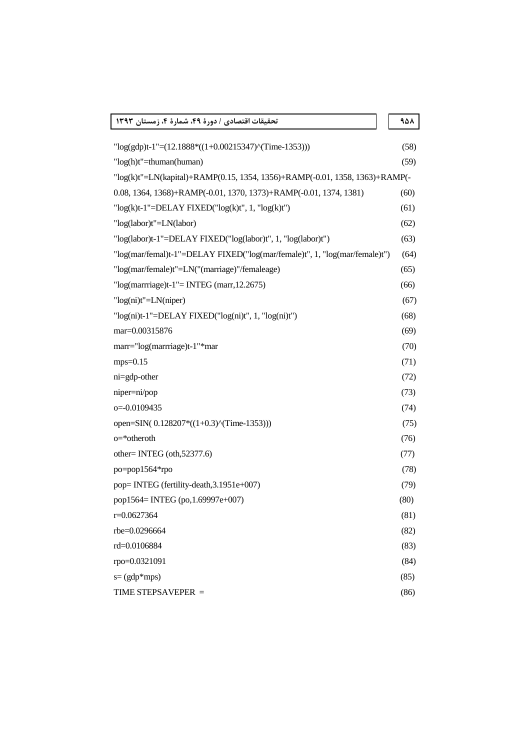"log(gdp)t-1"=(12.1888*((1+0.00215347)^(Time-1353))) (58)

"log(h)t"=thuman(human) (59)

"log(k)t"=LN(kapital)+RAMP(0.15, 1354, 1356)+RAMP(-0.01, 1358, 1363)+RAMP(-0.08, 1364, 1368)+RAMP(-0.01, 1370, 1373)+RAMP(-0.01, 1374, 1381) (60)

"log(k)t-1"=DELAY FIXED("log(k)t", 1, "log(k)t") (61)

"log(labor)t"=LN(labor) (62)

"log(labor)t-1"=DELAY FIXED("log(labor)t", 1, "log(labor)t") (63)

"log(mar/femal)t-1"=DELAY FIXED("log(mar/female)t", 1, "log(mar/female)t") (64)

"log(mar/female)t"=LN("(marriage)"/femaleage) (65)

"log(marrriage)t-1"= INTEG (marr,12.2675) (66)

"log(ni)t"=LN(niper) (67)

"log(ni)t-1"=DELAY FIXED("log(ni)t", 1, "log(ni)t") (68)

mar=0.00315876 (69)

marr="log(marrriage)t-1"*mar (70)

mps=0.15 (71)

ni=gdp-other (72)

niper=ni/pop (73)

o=-0.0109435 (74)

open=SIN( 0.128207*((1+0.3)^(Time-1353))) (75)

o=*otheroth (76)

other= INTEG (oth,52377.6) (77)

po=pop1564*rpo (78)

pop= INTEG (fertility-death,3.1951e+007) (79)

pop1564= INTEG (po,1.69997e+007) (80)

r=0.0627364 (81)

rbe=0.0296664 (82)

rd=0.0106884 (83)

rpo=0.0321091 (84)

s= (gdp*mps) (85)

TIME STEPSAVEPER = (86)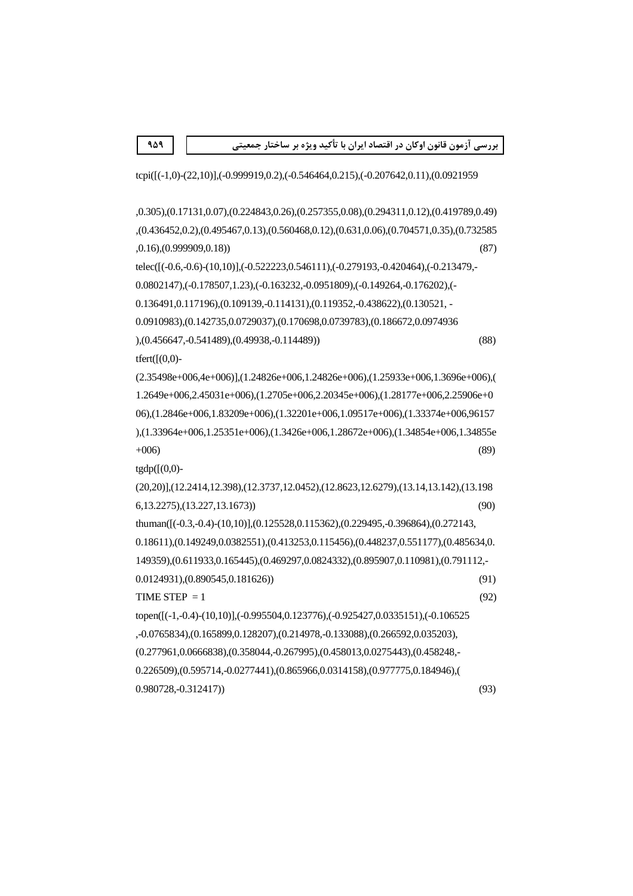tcpi([(-1,0)-(22,10)],(-0.999919,0.2),(-0.546464,0.215),(-0.207642,0.11),(0.0921959,0.305),(0.17131,0.07),(0.224843,0.26),(0.257355,0.08),(0.294311,0.12),(0.419789,0.49),(0.436452,0.2),(0.495467,0.13),(0.560468,0.12),(0.631,0.06),(0.704571,0.35),(0.732585,0.16),(0.999909,0.18)) (87)

telec([(-0.6,-0.6)-(10,10)],(-0.522223,0.546111),(-0.279193,-0.420464),(-0.213479,-0.0802147),(-0.178507,1.23),(-0.163232,-0.0951809),(-0.149264,-0.176202),(-0.136491,0.117196),(0.109139,-0.114131),(0.119352,-0.438622),(0.130521, -0.0910983),(0.142735,0.0729037),(0.170698,0.0739783),(0.186672,0.0974936),(0.456647,-0.541489),(0.49938,-0.114489)) (88)

tfert([(0,0)-(2.35498e+006,4e+006)],(1.24826e+006,1.24826e+006),(1.25933e+006,1.3696e+006),(1.2649e+006,2.45031e+006),(1.2705e+006,2.20345e+006),(1.28177e+006,2.25906e+006),(1.2846e+006,1.83209e+006),(1.32201e+006,1.09517e+006),(1.33374e+006,96157),(1.33964e+006,1.25351e+006),(1.3426e+006,1.28672e+006),(1.34854e+006,1.34855e+006) (89)

tgdp([(0,0)-(20,20)],(12.2414,12.398),(12.3737,12.0452),(12.8623,12.6279),(13.14,13.142),(13.1986,13.2275),(13.227,13.1673)) (90)

thuman([(-0.3,-0.4)-(10,10)],(0.125528,0.115362),(0.229495,-0.396864),(0.272143,0.18611),(0.149249,0.0382551),(0.413253,0.115456),(0.448237,0.551177),(0.485634,0.149359),(0.611933,0.165445),(0.469297,0.0824332),(0.895907,0.110981),(0.791112,-0.0124931),(0.890545,0.181626)) (91)

TIME STEP = 1 (92)

topen([(-1,-0.4)-(10,10)],(-0.995504,0.123776),(-0.925427,0.0335151),(-0.106525,-0.0765834),(0.165899,0.128207),(0.214978,-0.133088),(0.266592,0.035203),(0.277961,0.0666838),(0.358044,-0.267995),(0.458013,0.0275443),(0.458248,-0.226509),(0.595714,-0.0277441),(0.865966,0.0314158),(0.977775,0.184946),(0.980728,-0.312417)) (93)